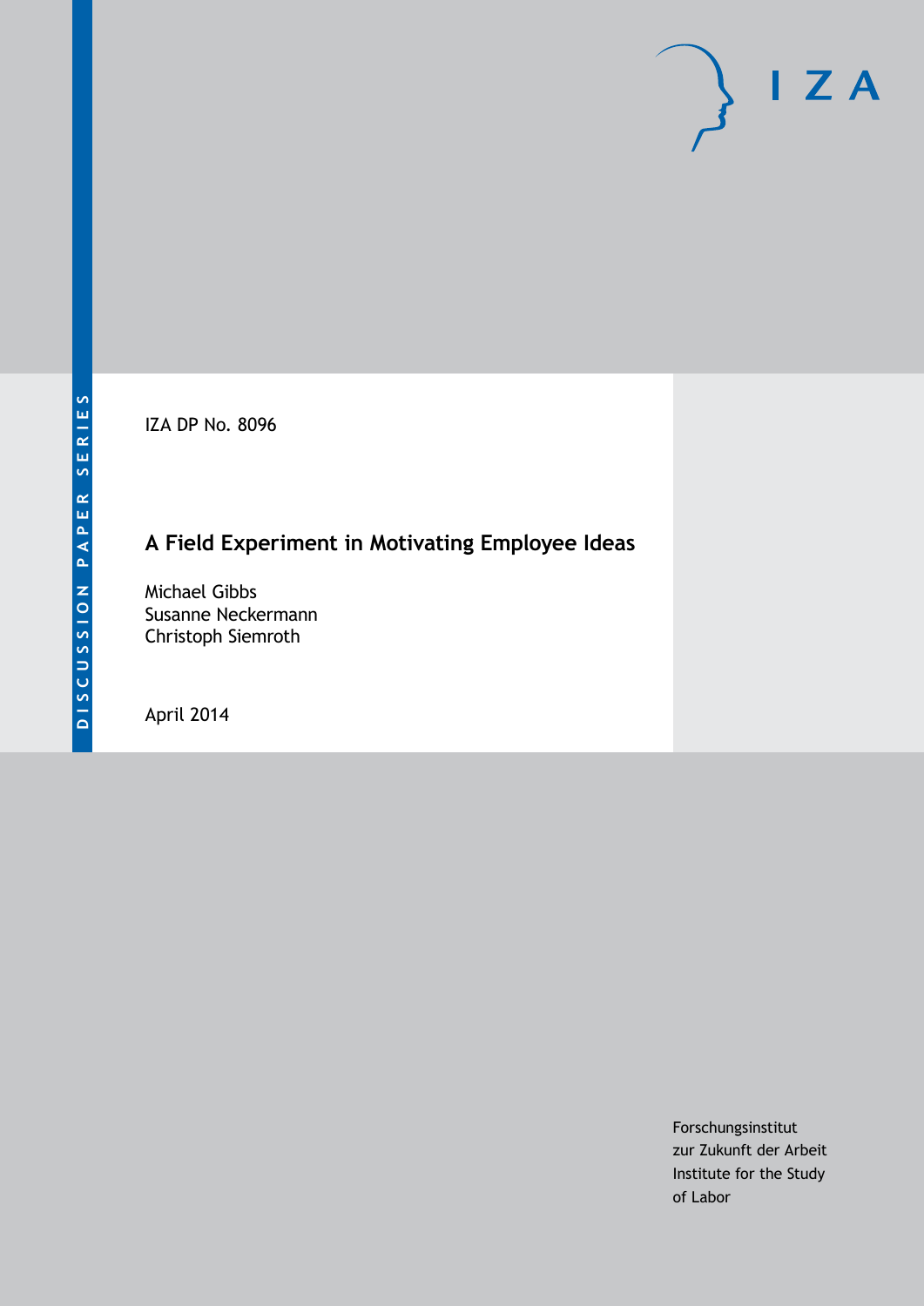DISCUSSION PAPER SERIES

IZA DP No. 8096

# A Field Experiment in Motivating Employee Ideas

Michael Gibbs
Susanne Neckermann
Christoph Siemroth

April 2014

Forschungsinstitut
zur Zukunft der Arbeit
Institute for the Study
of Labor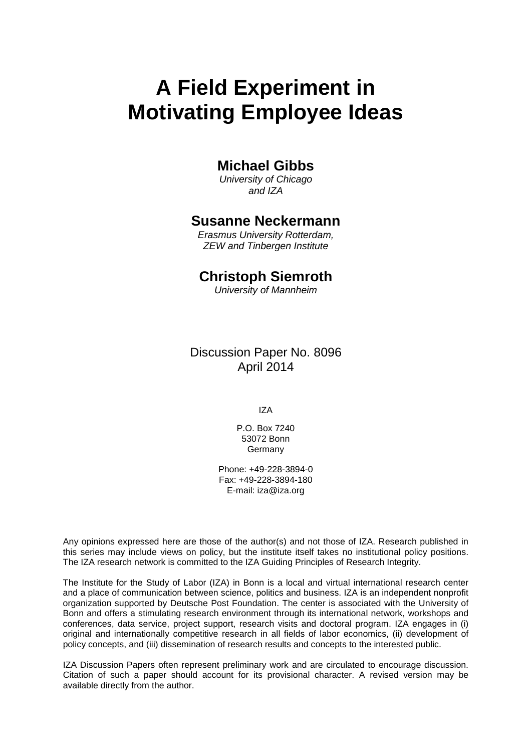# A Field Experiment in Motivating Employee Ideas

## Michael Gibbs

*University of Chicago and IZA*

## Susanne Neckermann

*Erasmus University Rotterdam, ZEW and Tinbergen Institute*

## Christoph Siemroth

*University of Mannheim*

Discussion Paper No. 8096
April 2014

IZA

P.O. Box 7240
53072 Bonn
Germany

Phone: +49-228-3894-0
Fax: +49-228-3894-180
E-mail: iza@iza.org

Any opinions expressed here are those of the author(s) and not those of IZA. Research published in this series may include views on policy, but the institute itself takes no institutional policy positions. The IZA research network is committed to the IZA Guiding Principles of Research Integrity.

The Institute for the Study of Labor (IZA) in Bonn is a local and virtual international research center and a place of communication between science, politics and business. IZA is an independent nonprofit organization supported by Deutsche Post Foundation. The center is associated with the University of Bonn and offers a stimulating research environment through its international network, workshops and conferences, data service, project support, research visits and doctoral program. IZA engages in (i) original and internationally competitive research in all fields of labor economics, (ii) development of policy concepts, and (iii) dissemination of research results and concepts to the interested public.

IZA Discussion Papers often represent preliminary work and are circulated to encourage discussion. Citation of such a paper should account for its provisional character. A revised version may be available directly from the author.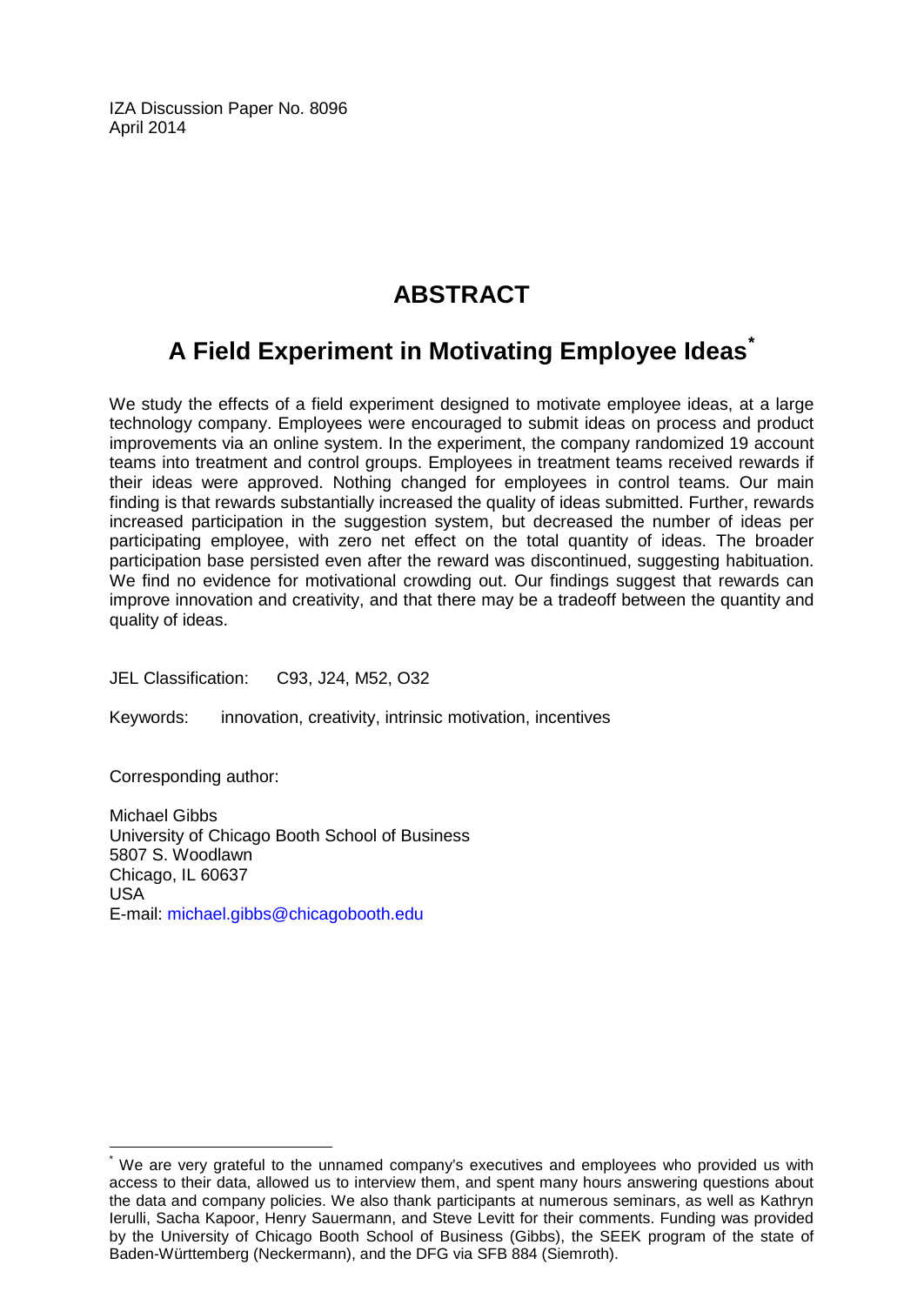IZA Discussion Paper No. 8096
April 2014

# ABSTRACT

## A Field Experiment in Motivating Employee Ideas[*]

We study the effects of a field experiment designed to motivate employee ideas, at a large technology company. Employees were encouraged to submit ideas on process and product improvements via an online system. In the experiment, the company randomized 19 account teams into treatment and control groups. Employees in treatment teams received rewards if their ideas were approved. Nothing changed for employees in control teams. Our main finding is that rewards substantially increased the quality of ideas submitted. Further, rewards increased participation in the suggestion system, but decreased the number of ideas per participating employee, with zero net effect on the total quantity of ideas. The broader participation base persisted even after the reward was discontinued, suggesting habituation. We find no evidence for motivational crowding out. Our findings suggest that rewards can improve innovation and creativity, and that there may be a tradeoff between the quantity and quality of ideas.

JEL Classification: C93, J24, M52, O32

Keywords: innovation, creativity, intrinsic motivation, incentives

Corresponding author:

Michael Gibbs
University of Chicago Booth School of Business
5807 S. Woodlawn
Chicago, IL 60637
USA
E-mail: michael.gibbs@chicagobooth.edu

[*] We are very grateful to the unnamed company's executives and employees who provided us with access to their data, allowed us to interview them, and spent many hours answering questions about the data and company policies. We also thank participants at numerous seminars, as well as Kathryn Ierulli, Sacha Kapoor, Henry Sauermann, and Steve Levitt for their comments. Funding was provided by the University of Chicago Booth School of Business (Gibbs), the SEEK program of the state of Baden-Württemberg (Neckermann), and the DFG via SFB 884 (Siemroth).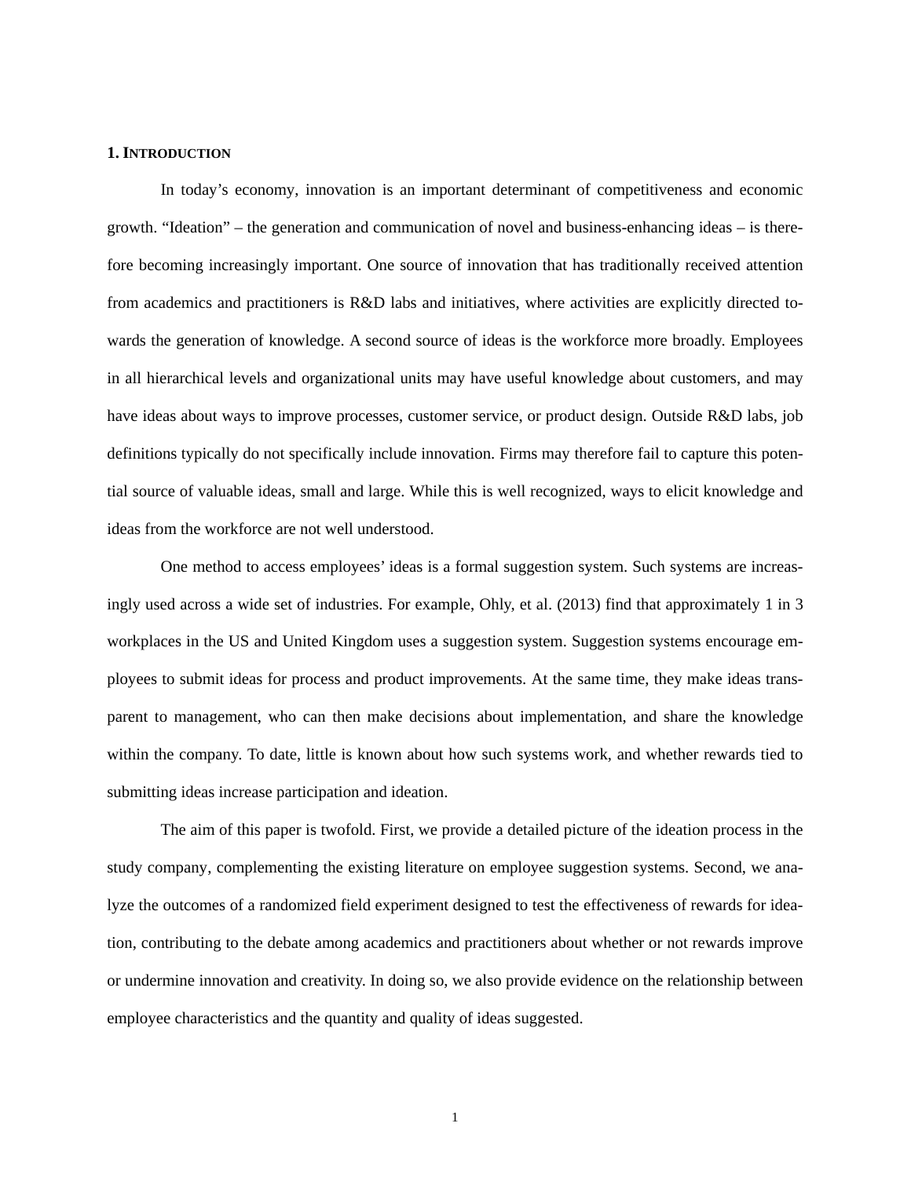## 1. INTRODUCTION

In today's economy, innovation is an important determinant of competitiveness and economic growth. "Ideation" – the generation and communication of novel and business-enhancing ideas – is therefore becoming increasingly important. One source of innovation that has traditionally received attention from academics and practitioners is R&D labs and initiatives, where activities are explicitly directed towards the generation of knowledge. A second source of ideas is the workforce more broadly. Employees in all hierarchical levels and organizational units may have useful knowledge about customers, and may have ideas about ways to improve processes, customer service, or product design. Outside R&D labs, job definitions typically do not specifically include innovation. Firms may therefore fail to capture this potential source of valuable ideas, small and large. While this is well recognized, ways to elicit knowledge and ideas from the workforce are not well understood.

One method to access employees' ideas is a formal suggestion system. Such systems are increasingly used across a wide set of industries. For example, Ohly, et al. (2013) find that approximately 1 in 3 workplaces in the US and United Kingdom uses a suggestion system. Suggestion systems encourage employees to submit ideas for process and product improvements. At the same time, they make ideas transparent to management, who can then make decisions about implementation, and share the knowledge within the company. To date, little is known about how such systems work, and whether rewards tied to submitting ideas increase participation and ideation.

The aim of this paper is twofold. First, we provide a detailed picture of the ideation process in the study company, complementing the existing literature on employee suggestion systems. Second, we analyze the outcomes of a randomized field experiment designed to test the effectiveness of rewards for ideation, contributing to the debate among academics and practitioners about whether or not rewards improve or undermine innovation and creativity. In doing so, we also provide evidence on the relationship between employee characteristics and the quantity and quality of ideas suggested.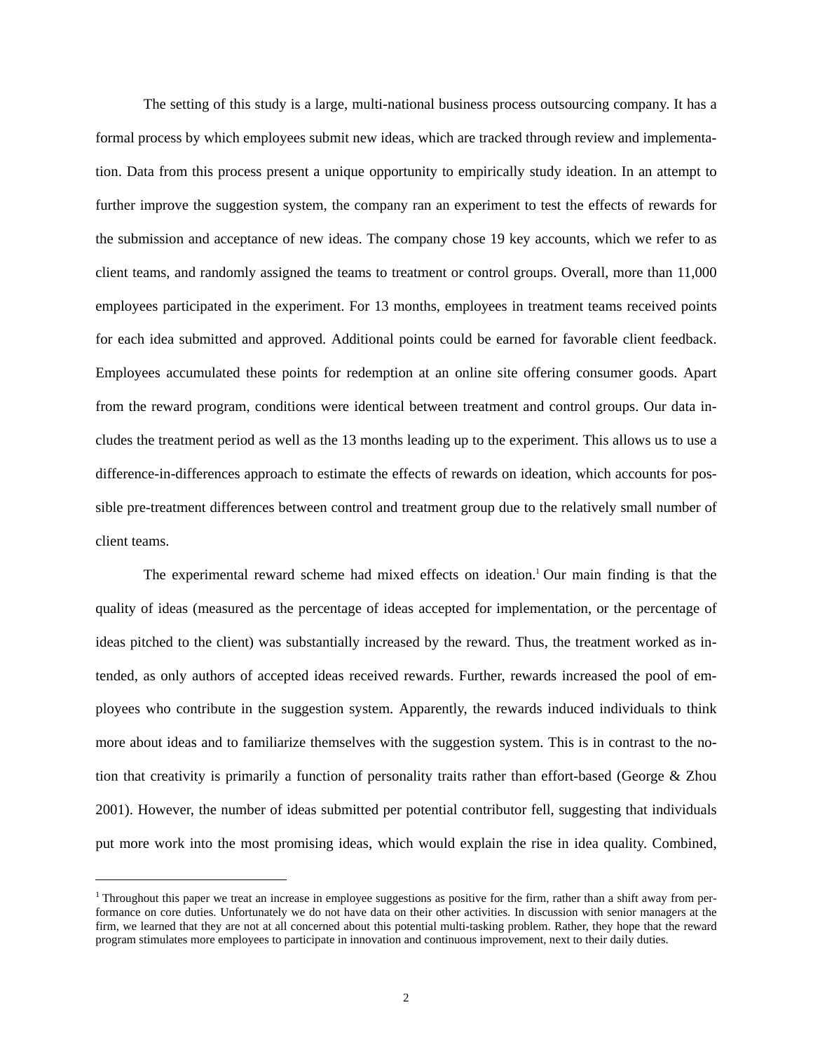The setting of this study is a large, multi-national business process outsourcing company. It has a formal process by which employees submit new ideas, which are tracked through review and implementation. Data from this process present a unique opportunity to empirically study ideation. In an attempt to further improve the suggestion system, the company ran an experiment to test the effects of rewards for the submission and acceptance of new ideas. The company chose 19 key accounts, which we refer to as client teams, and randomly assigned the teams to treatment or control groups. Overall, more than 11,000 employees participated in the experiment. For 13 months, employees in treatment teams received points for each idea submitted and approved. Additional points could be earned for favorable client feedback. Employees accumulated these points for redemption at an online site offering consumer goods. Apart from the reward program, conditions were identical between treatment and control groups. Our data includes the treatment period as well as the 13 months leading up to the experiment. This allows us to use a difference-in-differences approach to estimate the effects of rewards on ideation, which accounts for possible pre-treatment differences between control and treatment group due to the relatively small number of client teams.

The experimental reward scheme had mixed effects on ideation.[1] Our main finding is that the quality of ideas (measured as the percentage of ideas accepted for implementation, or the percentage of ideas pitched to the client) was substantially increased by the reward. Thus, the treatment worked as intended, as only authors of accepted ideas received rewards. Further, rewards increased the pool of employees who contribute in the suggestion system. Apparently, the rewards induced individuals to think more about ideas and to familiarize themselves with the suggestion system. This is in contrast to the notion that creativity is primarily a function of personality traits rather than effort-based (George & Zhou 2001). However, the number of ideas submitted per potential contributor fell, suggesting that individuals put more work into the most promising ideas, which would explain the rise in idea quality. Combined,

---

[1] Throughout this paper we treat an increase in employee suggestions as positive for the firm, rather than a shift away from performance on core duties. Unfortunately we do not have data on their other activities. In discussion with senior managers at the firm, we learned that they are not at all concerned about this potential multi-tasking problem. Rather, they hope that the reward program stimulates more employees to participate in innovation and continuous improvement, next to their daily duties.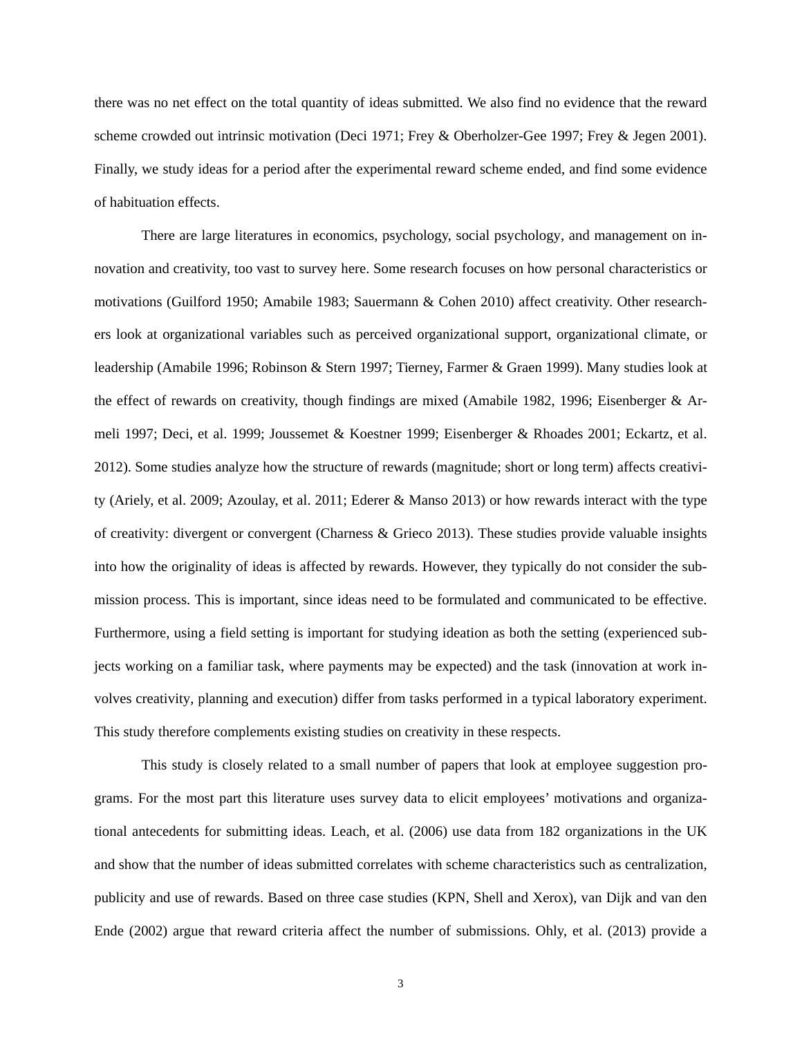there was no net effect on the total quantity of ideas submitted. We also find no evidence that the reward scheme crowded out intrinsic motivation (Deci 1971; Frey & Oberholzer-Gee 1997; Frey & Jegen 2001). Finally, we study ideas for a period after the experimental reward scheme ended, and find some evidence of habituation effects.

There are large literatures in economics, psychology, social psychology, and management on innovation and creativity, too vast to survey here. Some research focuses on how personal characteristics or motivations (Guilford 1950; Amabile 1983; Sauermann & Cohen 2010) affect creativity. Other researchers look at organizational variables such as perceived organizational support, organizational climate, or leadership (Amabile 1996; Robinson & Stern 1997; Tierney, Farmer & Graen 1999). Many studies look at the effect of rewards on creativity, though findings are mixed (Amabile 1982, 1996; Eisenberger & Armeli 1997; Deci, et al. 1999; Joussemet & Koestner 1999; Eisenberger & Rhoades 2001; Eckartz, et al. 2012). Some studies analyze how the structure of rewards (magnitude; short or long term) affects creativity (Ariely, et al. 2009; Azoulay, et al. 2011; Ederer & Manso 2013) or how rewards interact with the type of creativity: divergent or convergent (Charness & Grieco 2013). These studies provide valuable insights into how the originality of ideas is affected by rewards. However, they typically do not consider the submission process. This is important, since ideas need to be formulated and communicated to be effective. Furthermore, using a field setting is important for studying ideation as both the setting (experienced subjects working on a familiar task, where payments may be expected) and the task (innovation at work involves creativity, planning and execution) differ from tasks performed in a typical laboratory experiment. This study therefore complements existing studies on creativity in these respects.

This study is closely related to a small number of papers that look at employee suggestion programs. For the most part this literature uses survey data to elicit employees' motivations and organizational antecedents for submitting ideas. Leach, et al. (2006) use data from 182 organizations in the UK and show that the number of ideas submitted correlates with scheme characteristics such as centralization, publicity and use of rewards. Based on three case studies (KPN, Shell and Xerox), van Dijk and van den Ende (2002) argue that reward criteria affect the number of submissions. Ohly, et al. (2013) provide a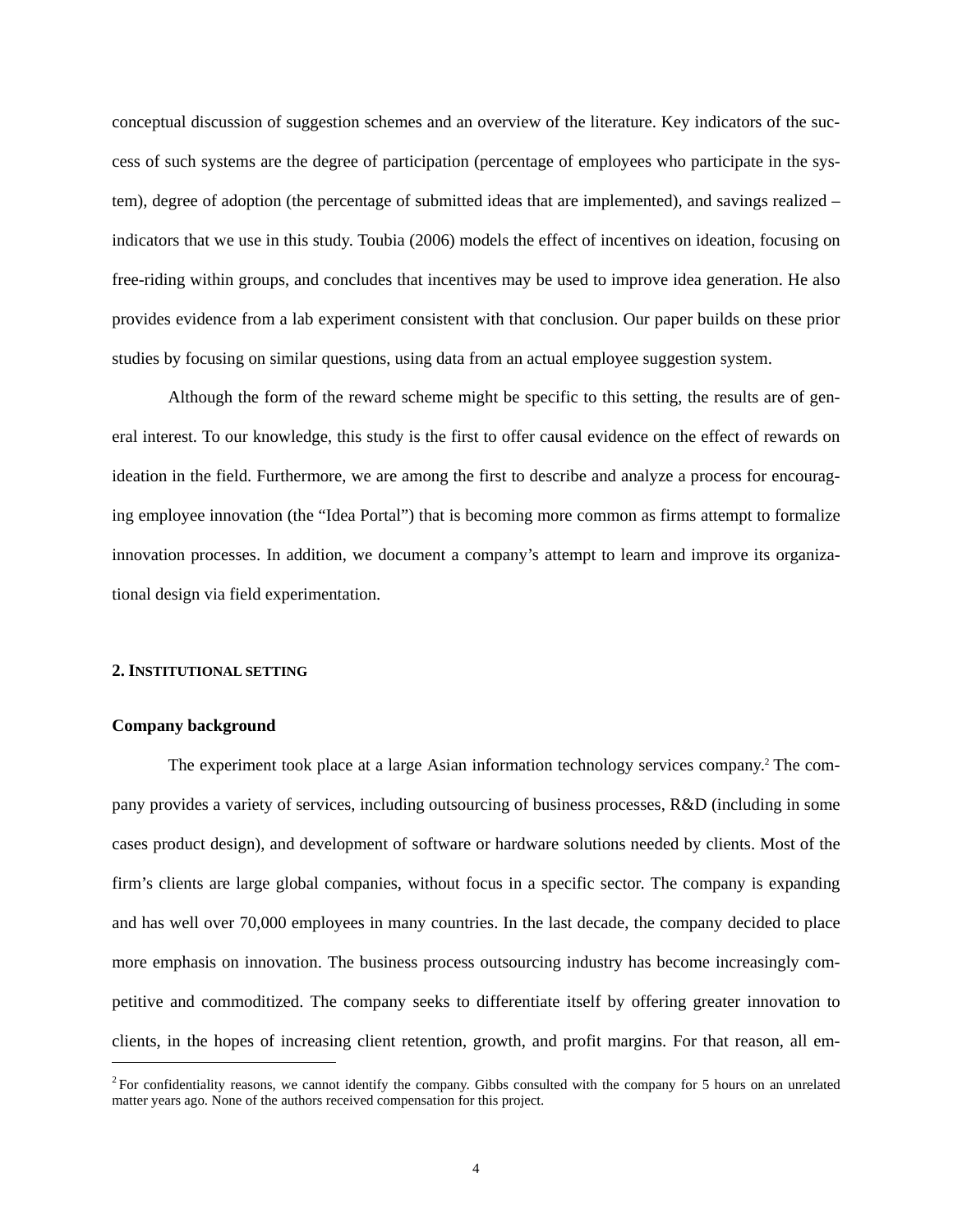conceptual discussion of suggestion schemes and an overview of the literature. Key indicators of the success of such systems are the degree of participation (percentage of employees who participate in the system), degree of adoption (the percentage of submitted ideas that are implemented), and savings realized – indicators that we use in this study. Toubia (2006) models the effect of incentives on ideation, focusing on free-riding within groups, and concludes that incentives may be used to improve idea generation. He also provides evidence from a lab experiment consistent with that conclusion. Our paper builds on these prior studies by focusing on similar questions, using data from an actual employee suggestion system.

Although the form of the reward scheme might be specific to this setting, the results are of general interest. To our knowledge, this study is the first to offer causal evidence on the effect of rewards on ideation in the field. Furthermore, we are among the first to describe and analyze a process for encouraging employee innovation (the "Idea Portal") that is becoming more common as firms attempt to formalize innovation processes. In addition, we document a company's attempt to learn and improve its organizational design via field experimentation.

## 2. Institutional setting

### Company background

The experiment took place at a large Asian information technology services company.[2] The company provides a variety of services, including outsourcing of business processes, R&D (including in some cases product design), and development of software or hardware solutions needed by clients. Most of the firm's clients are large global companies, without focus in a specific sector. The company is expanding and has well over 70,000 employees in many countries. In the last decade, the company decided to place more emphasis on innovation. The business process outsourcing industry has become increasingly competitive and commoditized. The company seeks to differentiate itself by offering greater innovation to clients, in the hopes of increasing client retention, growth, and profit margins. For that reason, all em-

---

[2] For confidentiality reasons, we cannot identify the company. Gibbs consulted with the company for 5 hours on an unrelated matter years ago. None of the authors received compensation for this project.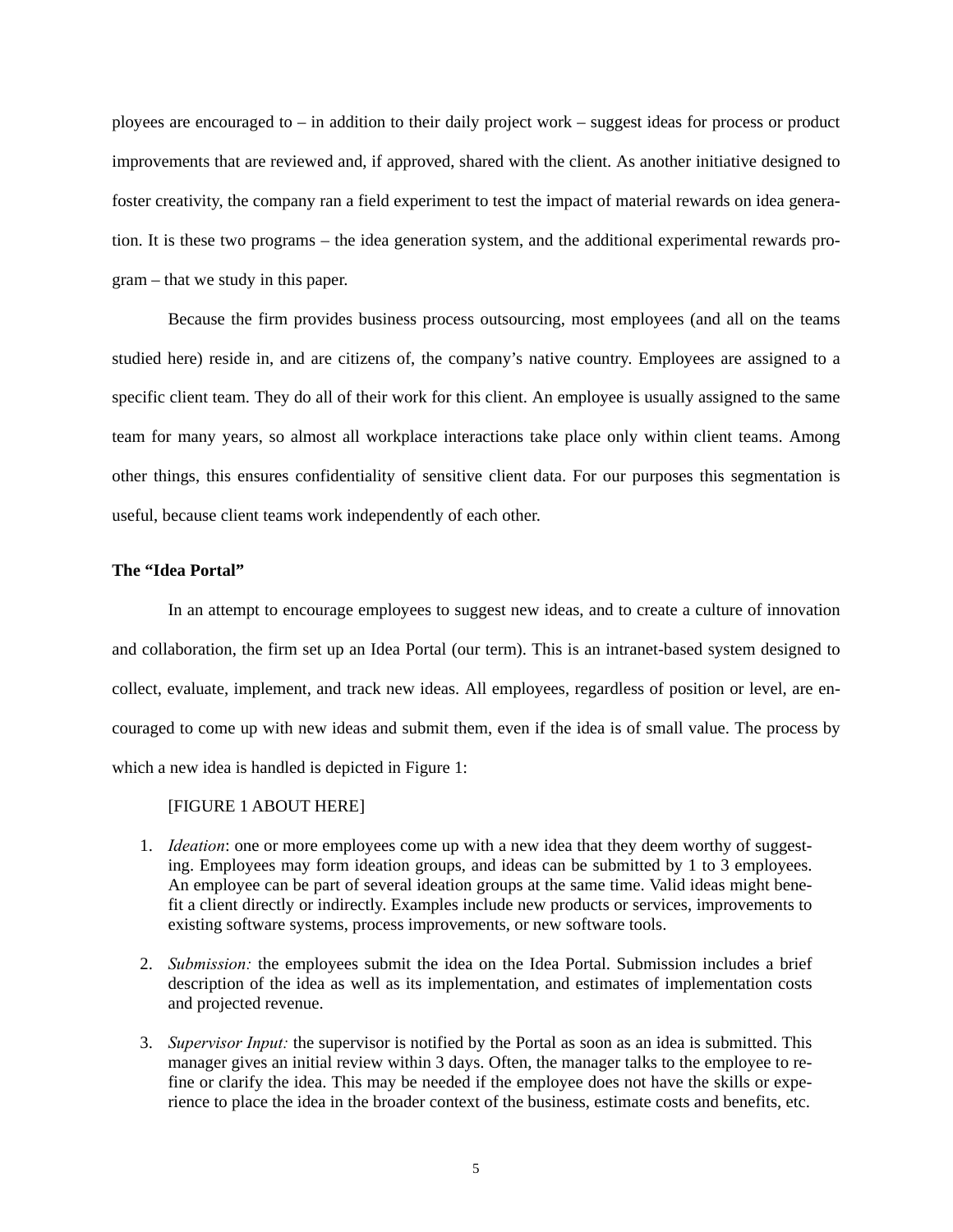ployees are encouraged to – in addition to their daily project work – suggest ideas for process or product improvements that are reviewed and, if approved, shared with the client. As another initiative designed to foster creativity, the company ran a field experiment to test the impact of material rewards on idea generation. It is these two programs – the idea generation system, and the additional experimental rewards program – that we study in this paper.

Because the firm provides business process outsourcing, most employees (and all on the teams studied here) reside in, and are citizens of, the company's native country. Employees are assigned to a specific client team. They do all of their work for this client. An employee is usually assigned to the same team for many years, so almost all workplace interactions take place only within client teams. Among other things, this ensures confidentiality of sensitive client data. For our purposes this segmentation is useful, because client teams work independently of each other.

**The "Idea Portal"**

In an attempt to encourage employees to suggest new ideas, and to create a culture of innovation and collaboration, the firm set up an Idea Portal (our term). This is an intranet-based system designed to collect, evaluate, implement, and track new ideas. All employees, regardless of position or level, are encouraged to come up with new ideas and submit them, even if the idea is of small value. The process by which a new idea is handled is depicted in Figure 1:

[FIGURE 1 ABOUT HERE]

1. *Ideation*: one or more employees come up with a new idea that they deem worthy of suggesting. Employees may form ideation groups, and ideas can be submitted by 1 to 3 employees. An employee can be part of several ideation groups at the same time. Valid ideas might benefit a client directly or indirectly. Examples include new products or services, improvements to existing software systems, process improvements, or new software tools.

2. *Submission:* the employees submit the idea on the Idea Portal. Submission includes a brief description of the idea as well as its implementation, and estimates of implementation costs and projected revenue.

3. *Supervisor Input:* the supervisor is notified by the Portal as soon as an idea is submitted. This manager gives an initial review within 3 days. Often, the manager talks to the employee to refine or clarify the idea. This may be needed if the employee does not have the skills or experience to place the idea in the broader context of the business, estimate costs and benefits, etc.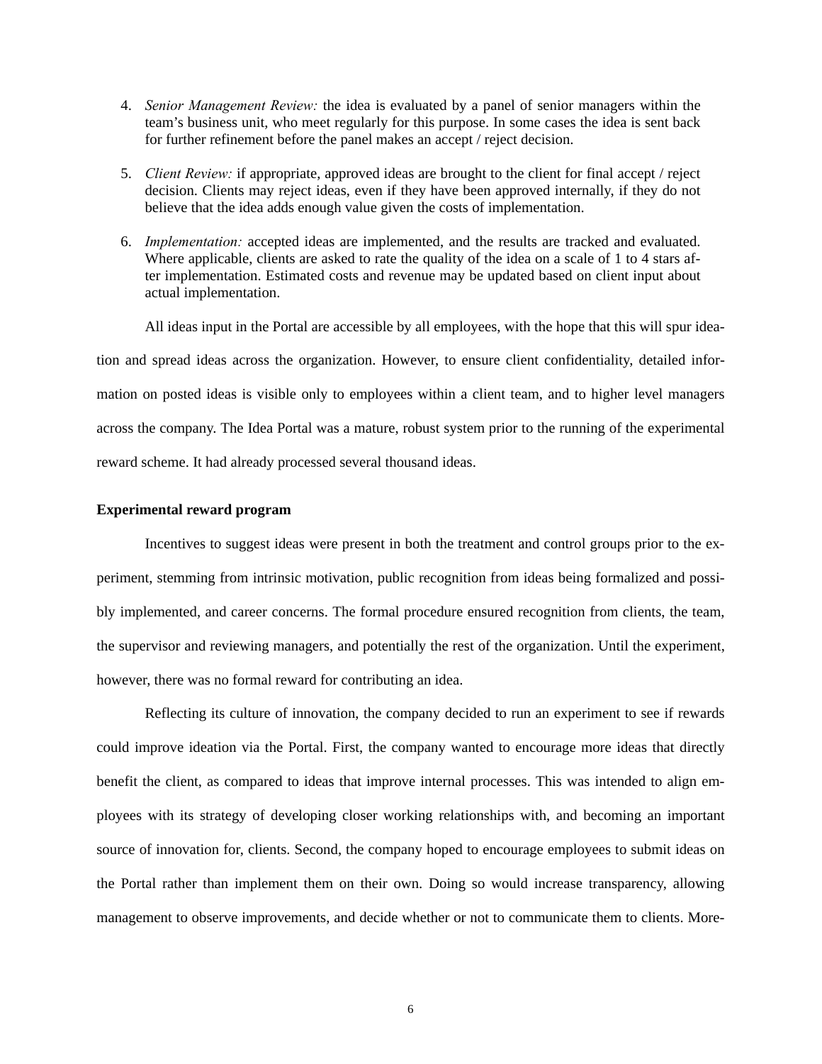4. *Senior Management Review:* the idea is evaluated by a panel of senior managers within the team's business unit, who meet regularly for this purpose. In some cases the idea is sent back for further refinement before the panel makes an accept / reject decision.

5. *Client Review:* if appropriate, approved ideas are brought to the client for final accept / reject decision. Clients may reject ideas, even if they have been approved internally, if they do not believe that the idea adds enough value given the costs of implementation.

6. *Implementation:* accepted ideas are implemented, and the results are tracked and evaluated. Where applicable, clients are asked to rate the quality of the idea on a scale of 1 to 4 stars after implementation. Estimated costs and revenue may be updated based on client input about actual implementation.

All ideas input in the Portal are accessible by all employees, with the hope that this will spur ideation and spread ideas across the organization. However, to ensure client confidentiality, detailed information on posted ideas is visible only to employees within a client team, and to higher level managers across the company. The Idea Portal was a mature, robust system prior to the running of the experimental reward scheme. It had already processed several thousand ideas.

**Experimental reward program**

Incentives to suggest ideas were present in both the treatment and control groups prior to the experiment, stemming from intrinsic motivation, public recognition from ideas being formalized and possibly implemented, and career concerns. The formal procedure ensured recognition from clients, the team, the supervisor and reviewing managers, and potentially the rest of the organization. Until the experiment, however, there was no formal reward for contributing an idea.

Reflecting its culture of innovation, the company decided to run an experiment to see if rewards could improve ideation via the Portal. First, the company wanted to encourage more ideas that directly benefit the client, as compared to ideas that improve internal processes. This was intended to align employees with its strategy of developing closer working relationships with, and becoming an important source of innovation for, clients. Second, the company hoped to encourage employees to submit ideas on the Portal rather than implement them on their own. Doing so would increase transparency, allowing management to observe improvements, and decide whether or not to communicate them to clients. More-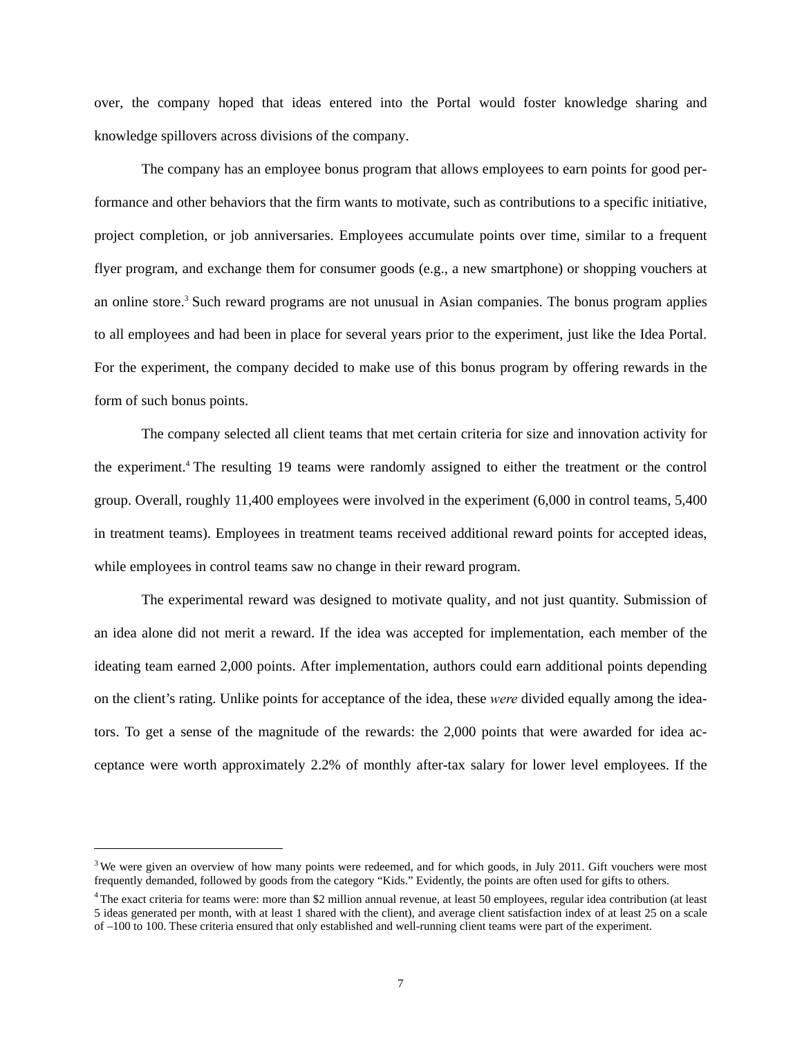over, the company hoped that ideas entered into the Portal would foster knowledge sharing and knowledge spillovers across divisions of the company.

The company has an employee bonus program that allows employees to earn points for good performance and other behaviors that the firm wants to motivate, such as contributions to a specific initiative, project completion, or job anniversaries. Employees accumulate points over time, similar to a frequent flyer program, and exchange them for consumer goods (e.g., a new smartphone) or shopping vouchers at an online store.[3] Such reward programs are not unusual in Asian companies. The bonus program applies to all employees and had been in place for several years prior to the experiment, just like the Idea Portal. For the experiment, the company decided to make use of this bonus program by offering rewards in the form of such bonus points.

The company selected all client teams that met certain criteria for size and innovation activity for the experiment.[4] The resulting 19 teams were randomly assigned to either the treatment or the control group. Overall, roughly 11,400 employees were involved in the experiment (6,000 in control teams, 5,400 in treatment teams). Employees in treatment teams received additional reward points for accepted ideas, while employees in control teams saw no change in their reward program.

The experimental reward was designed to motivate quality, and not just quantity. Submission of an idea alone did not merit a reward. If the idea was accepted for implementation, each member of the ideating team earned 2,000 points. After implementation, authors could earn additional points depending on the client's rating. Unlike points for acceptance of the idea, these *were* divided equally among the ideators. To get a sense of the magnitude of the rewards: the 2,000 points that were awarded for idea acceptance were worth approximately 2.2% of monthly after-tax salary for lower level employees. If the

---

[3] We were given an overview of how many points were redeemed, and for which goods, in July 2011. Gift vouchers were most frequently demanded, followed by goods from the category "Kids." Evidently, the points are often used for gifts to others.

[4] The exact criteria for teams were: more than $2 million annual revenue, at least 50 employees, regular idea contribution (at least 5 ideas generated per month, with at least 1 shared with the client), and average client satisfaction index of at least 25 on a scale of –100 to 100. These criteria ensured that only established and well-running client teams were part of the experiment.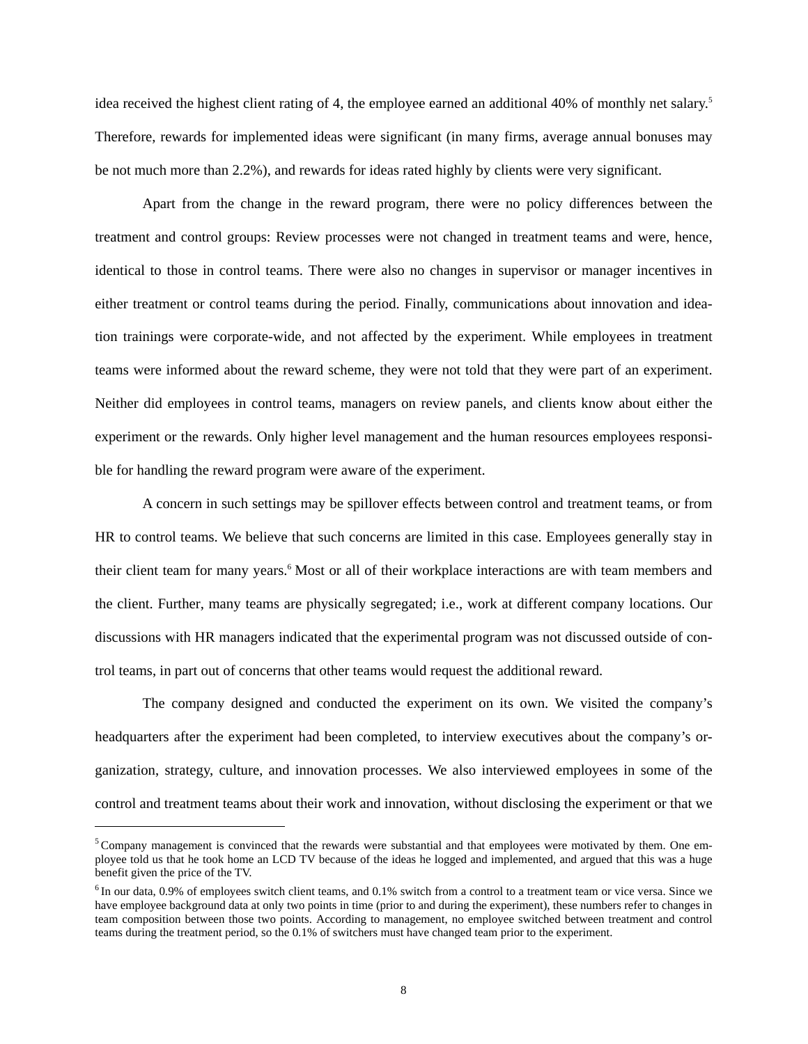idea received the highest client rating of 4, the employee earned an additional 40% of monthly net salary.[5] Therefore, rewards for implemented ideas were significant (in many firms, average annual bonuses may be not much more than 2.2%), and rewards for ideas rated highly by clients were very significant.

Apart from the change in the reward program, there were no policy differences between the treatment and control groups: Review processes were not changed in treatment teams and were, hence, identical to those in control teams. There were also no changes in supervisor or manager incentives in either treatment or control teams during the period. Finally, communications about innovation and ideation trainings were corporate-wide, and not affected by the experiment. While employees in treatment teams were informed about the reward scheme, they were not told that they were part of an experiment. Neither did employees in control teams, managers on review panels, and clients know about either the experiment or the rewards. Only higher level management and the human resources employees responsible for handling the reward program were aware of the experiment.

A concern in such settings may be spillover effects between control and treatment teams, or from HR to control teams. We believe that such concerns are limited in this case. Employees generally stay in their client team for many years.[6] Most or all of their workplace interactions are with team members and the client. Further, many teams are physically segregated; i.e., work at different company locations. Our discussions with HR managers indicated that the experimental program was not discussed outside of control teams, in part out of concerns that other teams would request the additional reward.

The company designed and conducted the experiment on its own. We visited the company's headquarters after the experiment had been completed, to interview executives about the company's organization, strategy, culture, and innovation processes. We also interviewed employees in some of the control and treatment teams about their work and innovation, without disclosing the experiment or that we

---

[5] Company management is convinced that the rewards were substantial and that employees were motivated by them. One employee told us that he took home an LCD TV because of the ideas he logged and implemented, and argued that this was a huge benefit given the price of the TV.

[6] In our data, 0.9% of employees switch client teams, and 0.1% switch from a control to a treatment team or vice versa. Since we have employee background data at only two points in time (prior to and during the experiment), these numbers refer to changes in team composition between those two points. According to management, no employee switched between treatment and control teams during the treatment period, so the 0.1% of switchers must have changed team prior to the experiment.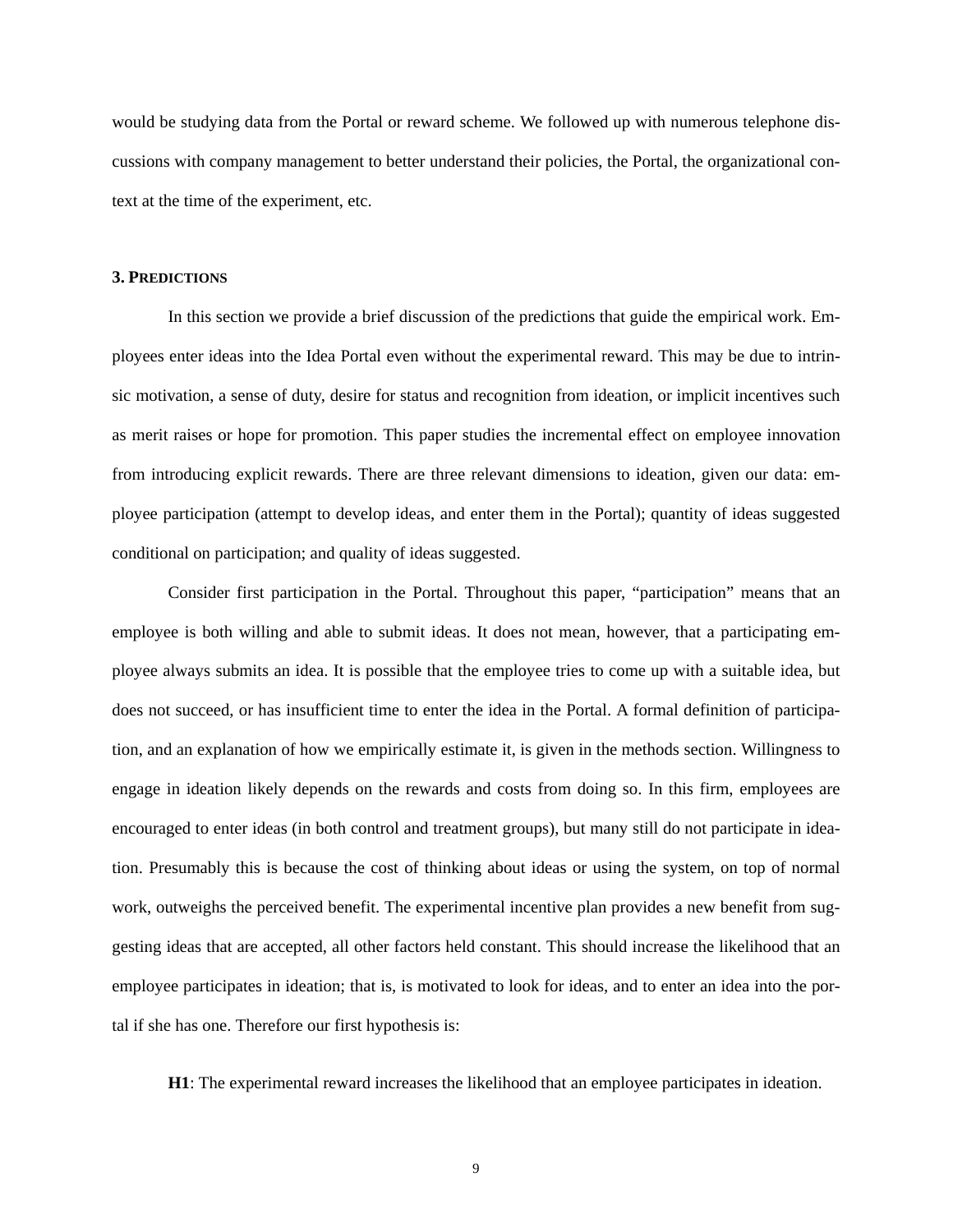would be studying data from the Portal or reward scheme. We followed up with numerous telephone discussions with company management to better understand their policies, the Portal, the organizational context at the time of the experiment, etc.

## 3. PREDICTIONS

In this section we provide a brief discussion of the predictions that guide the empirical work. Employees enter ideas into the Idea Portal even without the experimental reward. This may be due to intrinsic motivation, a sense of duty, desire for status and recognition from ideation, or implicit incentives such as merit raises or hope for promotion. This paper studies the incremental effect on employee innovation from introducing explicit rewards. There are three relevant dimensions to ideation, given our data: employee participation (attempt to develop ideas, and enter them in the Portal); quantity of ideas suggested conditional on participation; and quality of ideas suggested.

Consider first participation in the Portal. Throughout this paper, "participation" means that an employee is both willing and able to submit ideas. It does not mean, however, that a participating employee always submits an idea. It is possible that the employee tries to come up with a suitable idea, but does not succeed, or has insufficient time to enter the idea in the Portal. A formal definition of participation, and an explanation of how we empirically estimate it, is given in the methods section. Willingness to engage in ideation likely depends on the rewards and costs from doing so. In this firm, employees are encouraged to enter ideas (in both control and treatment groups), but many still do not participate in ideation. Presumably this is because the cost of thinking about ideas or using the system, on top of normal work, outweighs the perceived benefit. The experimental incentive plan provides a new benefit from suggesting ideas that are accepted, all other factors held constant. This should increase the likelihood that an employee participates in ideation; that is, is motivated to look for ideas, and to enter an idea into the portal if she has one. Therefore our first hypothesis is:

**H1**: The experimental reward increases the likelihood that an employee participates in ideation.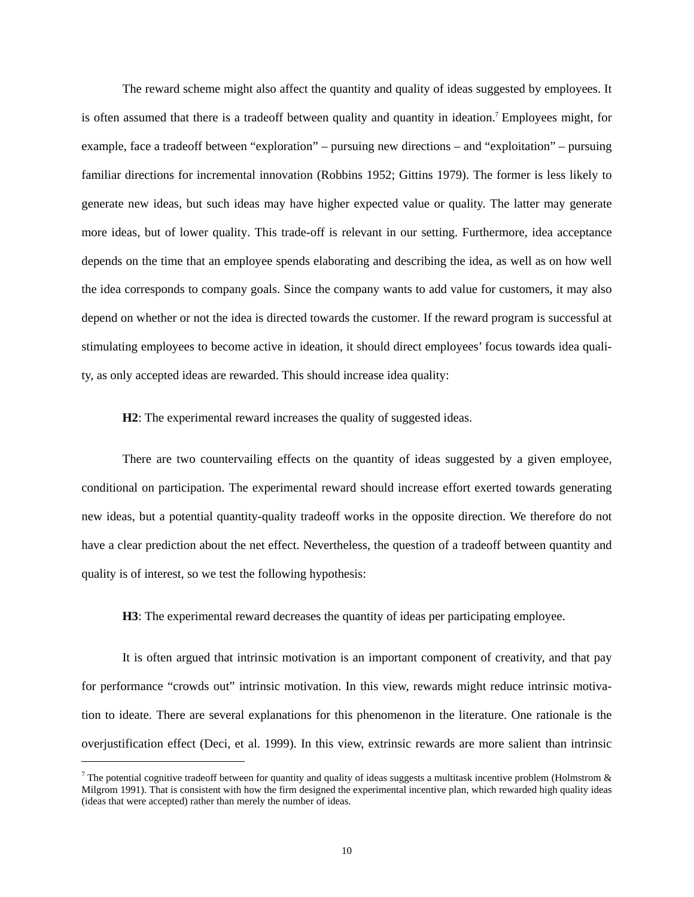The reward scheme might also affect the quantity and quality of ideas suggested by employees. It is often assumed that there is a tradeoff between quality and quantity in ideation.[7] Employees might, for example, face a tradeoff between "exploration" – pursuing new directions – and "exploitation" – pursuing familiar directions for incremental innovation (Robbins 1952; Gittins 1979). The former is less likely to generate new ideas, but such ideas may have higher expected value or quality. The latter may generate more ideas, but of lower quality. This trade-off is relevant in our setting. Furthermore, idea acceptance depends on the time that an employee spends elaborating and describing the idea, as well as on how well the idea corresponds to company goals. Since the company wants to add value for customers, it may also depend on whether or not the idea is directed towards the customer. If the reward program is successful at stimulating employees to become active in ideation, it should direct employees' focus towards idea quality, as only accepted ideas are rewarded. This should increase idea quality:

**H2**: The experimental reward increases the quality of suggested ideas.

There are two countervailing effects on the quantity of ideas suggested by a given employee, conditional on participation. The experimental reward should increase effort exerted towards generating new ideas, but a potential quantity-quality tradeoff works in the opposite direction. We therefore do not have a clear prediction about the net effect. Nevertheless, the question of a tradeoff between quantity and quality is of interest, so we test the following hypothesis:

**H3**: The experimental reward decreases the quantity of ideas per participating employee.

It is often argued that intrinsic motivation is an important component of creativity, and that pay for performance "crowds out" intrinsic motivation. In this view, rewards might reduce intrinsic motivation to ideate. There are several explanations for this phenomenon in the literature. One rationale is the overjustification effect (Deci, et al. 1999). In this view, extrinsic rewards are more salient than intrinsic

[7] The potential cognitive tradeoff between for quantity and quality of ideas suggests a multitask incentive problem (Holmstrom & Milgrom 1991). That is consistent with how the firm designed the experimental incentive plan, which rewarded high quality ideas (ideas that were accepted) rather than merely the number of ideas.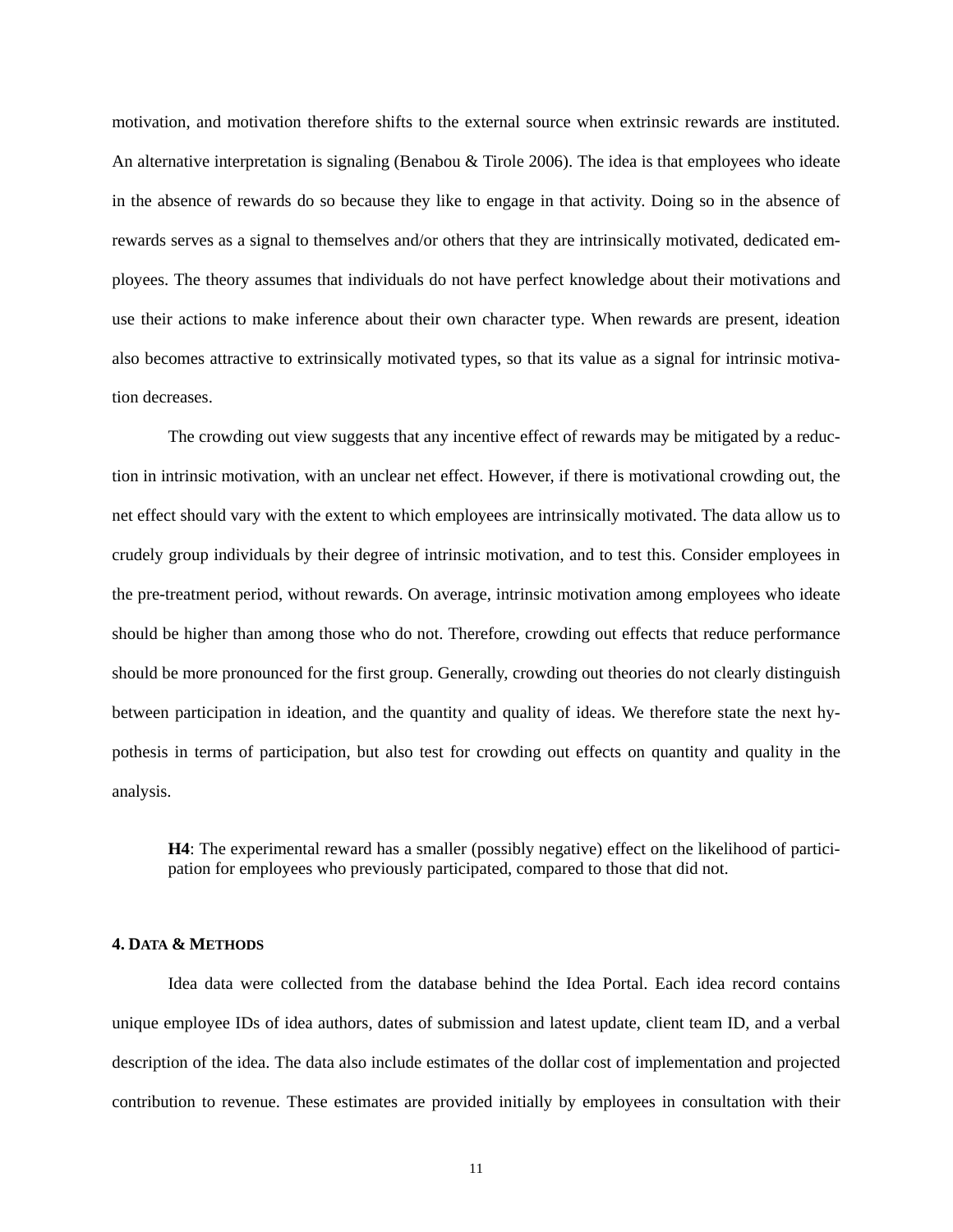motivation, and motivation therefore shifts to the external source when extrinsic rewards are instituted. An alternative interpretation is signaling (Benabou & Tirole 2006). The idea is that employees who ideate in the absence of rewards do so because they like to engage in that activity. Doing so in the absence of rewards serves as a signal to themselves and/or others that they are intrinsically motivated, dedicated employees. The theory assumes that individuals do not have perfect knowledge about their motivations and use their actions to make inference about their own character type. When rewards are present, ideation also becomes attractive to extrinsically motivated types, so that its value as a signal for intrinsic motivation decreases.

The crowding out view suggests that any incentive effect of rewards may be mitigated by a reduction in intrinsic motivation, with an unclear net effect. However, if there is motivational crowding out, the net effect should vary with the extent to which employees are intrinsically motivated. The data allow us to crudely group individuals by their degree of intrinsic motivation, and to test this. Consider employees in the pre-treatment period, without rewards. On average, intrinsic motivation among employees who ideate should be higher than among those who do not. Therefore, crowding out effects that reduce performance should be more pronounced for the first group. Generally, crowding out theories do not clearly distinguish between participation in ideation, and the quantity and quality of ideas. We therefore state the next hypothesis in terms of participation, but also test for crowding out effects on quantity and quality in the analysis.

> **H4**: The experimental reward has a smaller (possibly negative) effect on the likelihood of participation for employees who previously participated, compared to those that did not.

## 4. Data & Methods

Idea data were collected from the database behind the Idea Portal. Each idea record contains unique employee IDs of idea authors, dates of submission and latest update, client team ID, and a verbal description of the idea. The data also include estimates of the dollar cost of implementation and projected contribution to revenue. These estimates are provided initially by employees in consultation with their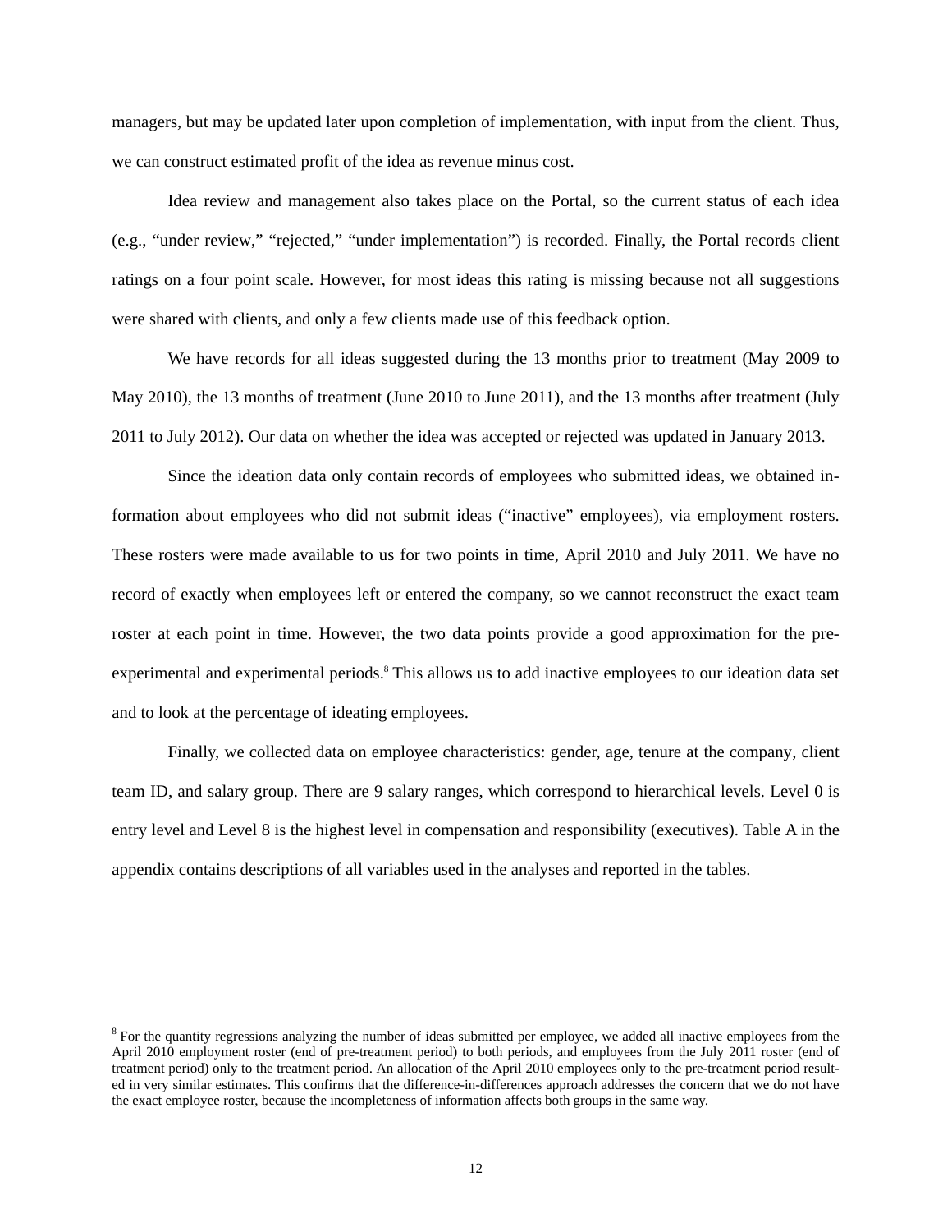managers, but may be updated later upon completion of implementation, with input from the client. Thus, we can construct estimated profit of the idea as revenue minus cost.

Idea review and management also takes place on the Portal, so the current status of each idea (e.g., "under review," "rejected," "under implementation") is recorded. Finally, the Portal records client ratings on a four point scale. However, for most ideas this rating is missing because not all suggestions were shared with clients, and only a few clients made use of this feedback option.

We have records for all ideas suggested during the 13 months prior to treatment (May 2009 to May 2010), the 13 months of treatment (June 2010 to June 2011), and the 13 months after treatment (July 2011 to July 2012). Our data on whether the idea was accepted or rejected was updated in January 2013.

Since the ideation data only contain records of employees who submitted ideas, we obtained information about employees who did not submit ideas ("inactive" employees), via employment rosters. These rosters were made available to us for two points in time, April 2010 and July 2011. We have no record of exactly when employees left or entered the company, so we cannot reconstruct the exact team roster at each point in time. However, the two data points provide a good approximation for the pre-experimental and experimental periods.[8] This allows us to add inactive employees to our ideation data set and to look at the percentage of ideating employees.

Finally, we collected data on employee characteristics: gender, age, tenure at the company, client team ID, and salary group. There are 9 salary ranges, which correspond to hierarchical levels. Level 0 is entry level and Level 8 is the highest level in compensation and responsibility (executives). Table A in the appendix contains descriptions of all variables used in the analyses and reported in the tables.

---

[8] For the quantity regressions analyzing the number of ideas submitted per employee, we added all inactive employees from the April 2010 employment roster (end of pre-treatment period) to both periods, and employees from the July 2011 roster (end of treatment period) only to the treatment period. An allocation of the April 2010 employees only to the pre-treatment period resulted in very similar estimates. This confirms that the difference-in-differences approach addresses the concern that we do not have the exact employee roster, because the incompleteness of information affects both groups in the same way.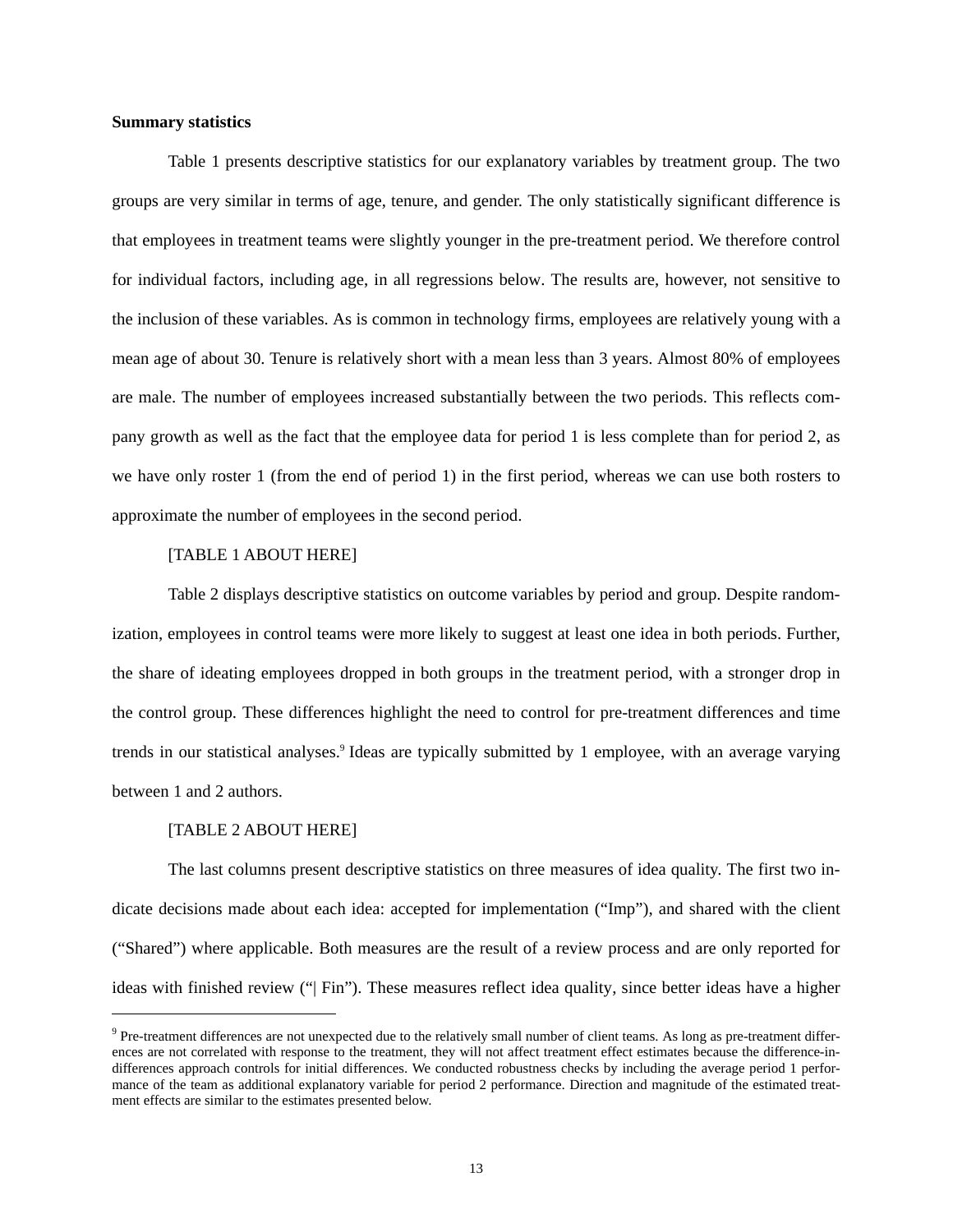**Summary statistics**

Table 1 presents descriptive statistics for our explanatory variables by treatment group. The two groups are very similar in terms of age, tenure, and gender. The only statistically significant difference is that employees in treatment teams were slightly younger in the pre-treatment period. We therefore control for individual factors, including age, in all regressions below. The results are, however, not sensitive to the inclusion of these variables. As is common in technology firms, employees are relatively young with a mean age of about 30. Tenure is relatively short with a mean less than 3 years. Almost 80% of employees are male. The number of employees increased substantially between the two periods. This reflects company growth as well as the fact that the employee data for period 1 is less complete than for period 2, as we have only roster 1 (from the end of period 1) in the first period, whereas we can use both rosters to approximate the number of employees in the second period.

[TABLE 1 ABOUT HERE]

Table 2 displays descriptive statistics on outcome variables by period and group. Despite randomization, employees in control teams were more likely to suggest at least one idea in both periods. Further, the share of ideating employees dropped in both groups in the treatment period, with a stronger drop in the control group. These differences highlight the need to control for pre-treatment differences and time trends in our statistical analyses.[9] Ideas are typically submitted by 1 employee, with an average varying between 1 and 2 authors.

[TABLE 2 ABOUT HERE]

The last columns present descriptive statistics on three measures of idea quality. The first two indicate decisions made about each idea: accepted for implementation ("Imp"), and shared with the client ("Shared") where applicable. Both measures are the result of a review process and are only reported for ideas with finished review ("| Fin"). These measures reflect idea quality, since better ideas have a higher

[9] Pre-treatment differences are not unexpected due to the relatively small number of client teams. As long as pre-treatment differences are not correlated with response to the treatment, they will not affect treatment effect estimates because the difference-in-differences approach controls for initial differences. We conducted robustness checks by including the average period 1 performance of the team as additional explanatory variable for period 2 performance. Direction and magnitude of the estimated treatment effects are similar to the estimates presented below.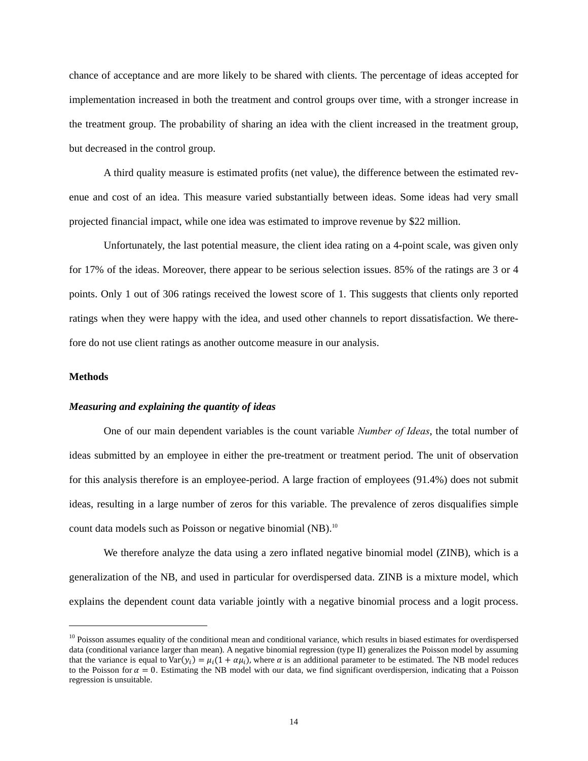chance of acceptance and are more likely to be shared with clients. The percentage of ideas accepted for implementation increased in both the treatment and control groups over time, with a stronger increase in the treatment group. The probability of sharing an idea with the client increased in the treatment group, but decreased in the control group.

A third quality measure is estimated profits (net value), the difference between the estimated revenue and cost of an idea. This measure varied substantially between ideas. Some ideas had very small projected financial impact, while one idea was estimated to improve revenue by $22 million.

Unfortunately, the last potential measure, the client idea rating on a 4-point scale, was given only for 17% of the ideas. Moreover, there appear to be serious selection issues. 85% of the ratings are 3 or 4 points. Only 1 out of 306 ratings received the lowest score of 1. This suggests that clients only reported ratings when they were happy with the idea, and used other channels to report dissatisfaction. We therefore do not use client ratings as another outcome measure in our analysis.

**Methods**

***Measuring and explaining the quantity of ideas***

One of our main dependent variables is the count variable *Number of Ideas*, the total number of ideas submitted by an employee in either the pre-treatment or treatment period. The unit of observation for this analysis therefore is an employee-period. A large fraction of employees (91.4%) does not submit ideas, resulting in a large number of zeros for this variable. The prevalence of zeros disqualifies simple count data models such as Poisson or negative binomial (NB).[10]

We therefore analyze the data using a zero inflated negative binomial model (ZINB), which is a generalization of the NB, and used in particular for overdispersed data. ZINB is a mixture model, which explains the dependent count data variable jointly with a negative binomial process and a logit process.

---

[10] Poisson assumes equality of the conditional mean and conditional variance, which results in biased estimates for overdispersed data (conditional variance larger than mean). A negative binomial regression (type II) generalizes the Poisson model by assuming that the variance is equal to $\text{Var}(y_i) = \mu_i(1 + \alpha\mu_i)$, where $\alpha$ is an additional parameter to be estimated. The NB model reduces to the Poisson for $\alpha = 0$. Estimating the NB model with our data, we find significant overdispersion, indicating that a Poisson regression is unsuitable.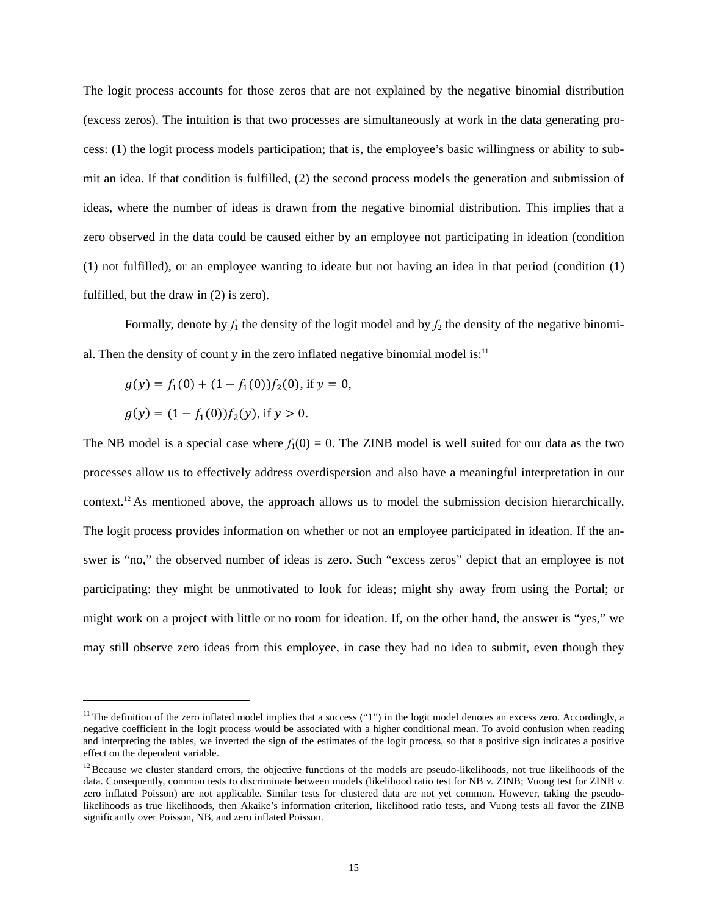The logit process accounts for those zeros that are not explained by the negative binomial distribution (excess zeros). The intuition is that two processes are simultaneously at work in the data generating process: (1) the logit process models participation; that is, the employee's basic willingness or ability to submit an idea. If that condition is fulfilled, (2) the second process models the generation and submission of ideas, where the number of ideas is drawn from the negative binomial distribution. This implies that a zero observed in the data could be caused either by an employee not participating in ideation (condition (1) not fulfilled), or an employee wanting to ideate but not having an idea in that period (condition (1) fulfilled, but the draw in (2) is zero).

Formally, denote by $f_1$ the density of the logit model and by $f_2$ the density of the negative binomial. Then the density of count y in the zero inflated negative binomial model is:[11]

$$g(y) = f_1(0) + (1 - f_1(0))f_2(0), \text{ if } y = 0,$$

$$g(y) = (1 - f_1(0))f_2(y), \text{ if } y > 0.$$

The NB model is a special case where $f_1(0) = 0$. The ZINB model is well suited for our data as the two processes allow us to effectively address overdispersion and also have a meaningful interpretation in our context.[12] As mentioned above, the approach allows us to model the submission decision hierarchically. The logit process provides information on whether or not an employee participated in ideation. If the answer is "no," the observed number of ideas is zero. Such "excess zeros" depict that an employee is not participating: they might be unmotivated to look for ideas; might shy away from using the Portal; or might work on a project with little or no room for ideation. If, on the other hand, the answer is "yes," we may still observe zero ideas from this employee, in case they had no idea to submit, even though they

---

[11] The definition of the zero inflated model implies that a success ("1") in the logit model denotes an excess zero. Accordingly, a negative coefficient in the logit process would be associated with a higher conditional mean. To avoid confusion when reading and interpreting the tables, we inverted the sign of the estimates of the logit process, so that a positive sign indicates a positive effect on the dependent variable.

[12] Because we cluster standard errors, the objective functions of the models are pseudo-likelihoods, not true likelihoods of the data. Consequently, common tests to discriminate between models (likelihood ratio test for NB v. ZINB; Vuong test for ZINB v. zero inflated Poisson) are not applicable. Similar tests for clustered data are not yet common. However, taking the pseudo-likelihoods as true likelihoods, then Akaike's information criterion, likelihood ratio tests, and Vuong tests all favor the ZINB significantly over Poisson, NB, and zero inflated Poisson.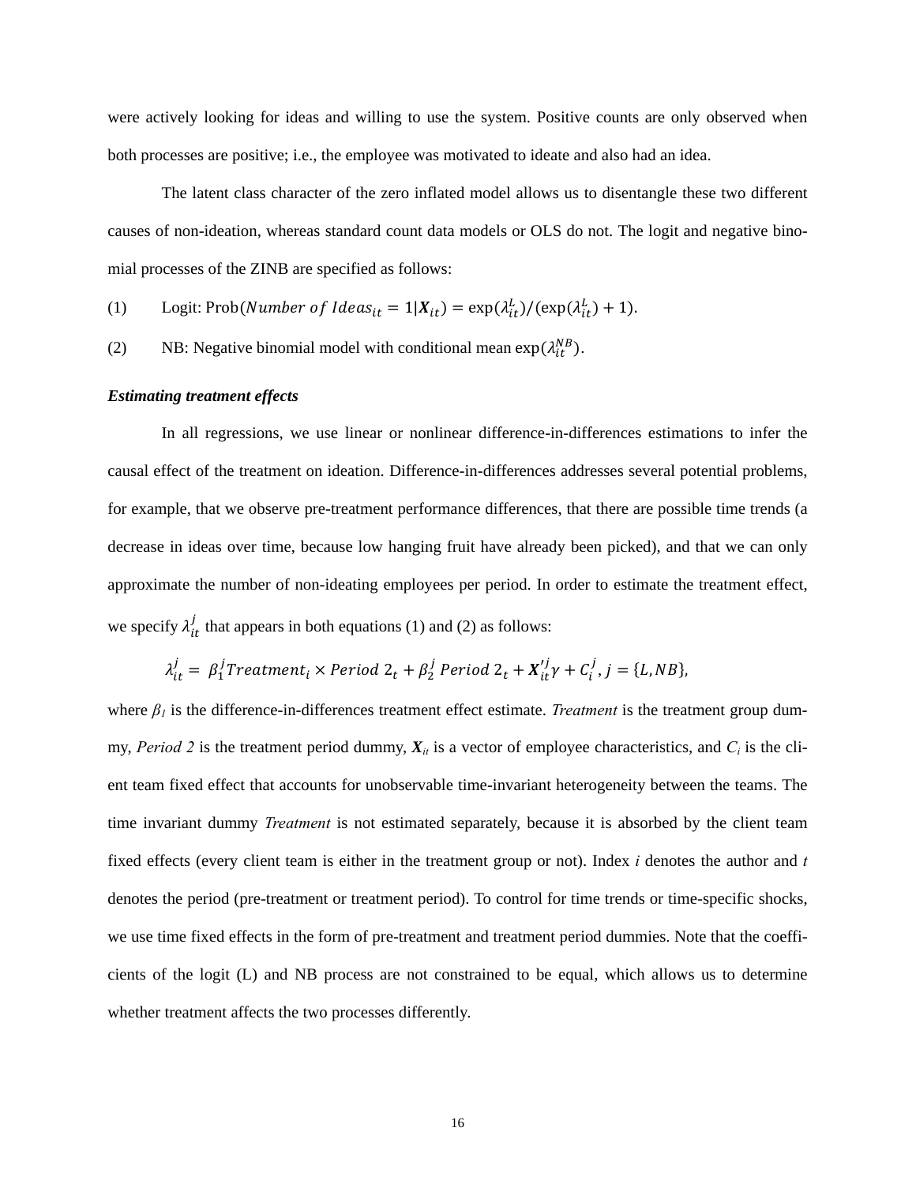were actively looking for ideas and willing to use the system. Positive counts are only observed when both processes are positive; i.e., the employee was motivated to ideate and also had an idea.

The latent class character of the zero inflated model allows us to disentangle these two different causes of non-ideation, whereas standard count data models or OLS do not. The logit and negative binomial processes of the ZINB are specified as follows:

(1) Logit: $\text{Prob}(Number\ of\ Ideas_{it} = 1|\boldsymbol{X}_{it}) = \exp(\lambda_{it}^{L})/(\exp(\lambda_{it}^{L}) + 1)$.

(2) NB: Negative binomial model with conditional mean $\exp(\lambda_{it}^{NB})$.

***Estimating treatment effects***

In all regressions, we use linear or nonlinear difference-in-differences estimations to infer the causal effect of the treatment on ideation. Difference-in-differences addresses several potential problems, for example, that we observe pre-treatment performance differences, that there are possible time trends (a decrease in ideas over time, because low hanging fruit have already been picked), and that we can only approximate the number of non-ideating employees per period. In order to estimate the treatment effect, we specify $\lambda_{it}^{j}$ that appears in both equations (1) and (2) as follows:

$$\lambda_{it}^{j} = \beta_1^j Treatment_i \times Period\ 2_t + \beta_2^j\ Period\ 2_t + \boldsymbol{X}_{it}'^{j}\gamma + C_i^j, j = \{L, NB\},$$

where $\beta_1$ is the difference-in-differences treatment effect estimate. *Treatment* is the treatment group dummy, *Period 2* is the treatment period dummy, $\boldsymbol{X}_{it}$ is a vector of employee characteristics, and $C_i$ is the client team fixed effect that accounts for unobservable time-invariant heterogeneity between the teams. The time invariant dummy *Treatment* is not estimated separately, because it is absorbed by the client team fixed effects (every client team is either in the treatment group or not). Index *i* denotes the author and *t* denotes the period (pre-treatment or treatment period). To control for time trends or time-specific shocks, we use time fixed effects in the form of pre-treatment and treatment period dummies. Note that the coefficients of the logit (L) and NB process are not constrained to be equal, which allows us to determine whether treatment affects the two processes differently.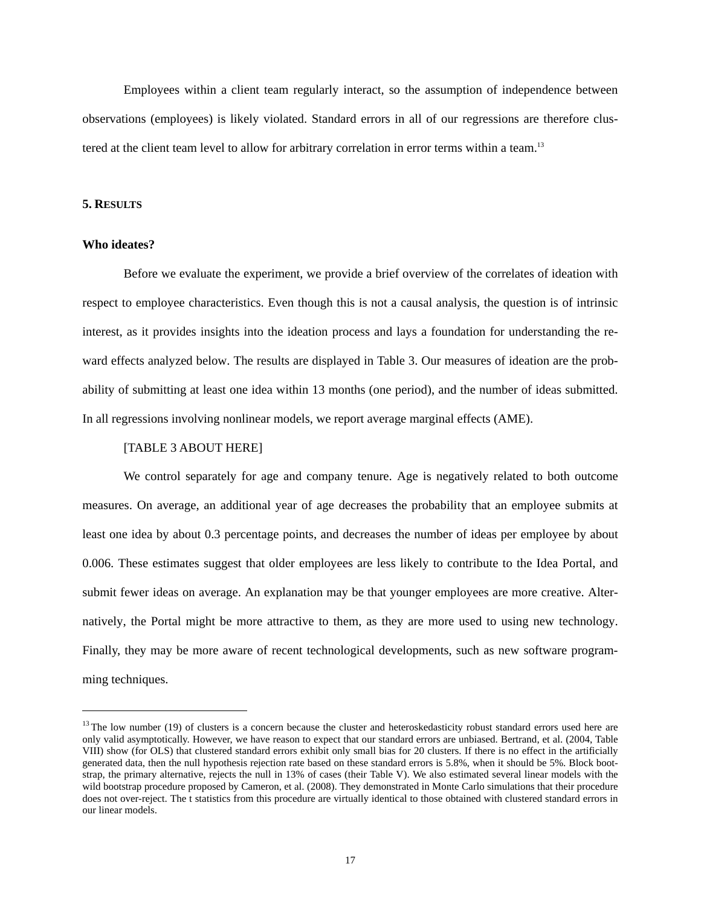Employees within a client team regularly interact, so the assumption of independence between observations (employees) is likely violated. Standard errors in all of our regressions are therefore clustered at the client team level to allow for arbitrary correlation in error terms within a team.[13]

## 5. RESULTS

### Who ideates?

Before we evaluate the experiment, we provide a brief overview of the correlates of ideation with respect to employee characteristics. Even though this is not a causal analysis, the question is of intrinsic interest, as it provides insights into the ideation process and lays a foundation for understanding the reward effects analyzed below. The results are displayed in Table 3. Our measures of ideation are the probability of submitting at least one idea within 13 months (one period), and the number of ideas submitted. In all regressions involving nonlinear models, we report average marginal effects (AME).

[TABLE 3 ABOUT HERE]

We control separately for age and company tenure. Age is negatively related to both outcome measures. On average, an additional year of age decreases the probability that an employee submits at least one idea by about 0.3 percentage points, and decreases the number of ideas per employee by about 0.006. These estimates suggest that older employees are less likely to contribute to the Idea Portal, and submit fewer ideas on average. An explanation may be that younger employees are more creative. Alternatively, the Portal might be more attractive to them, as they are more used to using new technology. Finally, they may be more aware of recent technological developments, such as new software programming techniques.

---

[13] The low number (19) of clusters is a concern because the cluster and heteroskedasticity robust standard errors used here are only valid asymptotically. However, we have reason to expect that our standard errors are unbiased. Bertrand, et al. (2004, Table VIII) show (for OLS) that clustered standard errors exhibit only small bias for 20 clusters. If there is no effect in the artificially generated data, then the null hypothesis rejection rate based on these standard errors is 5.8%, when it should be 5%. Block bootstrap, the primary alternative, rejects the null in 13% of cases (their Table V). We also estimated several linear models with the wild bootstrap procedure proposed by Cameron, et al. (2008). They demonstrated in Monte Carlo simulations that their procedure does not over-reject. The t statistics from this procedure are virtually identical to those obtained with clustered standard errors in our linear models.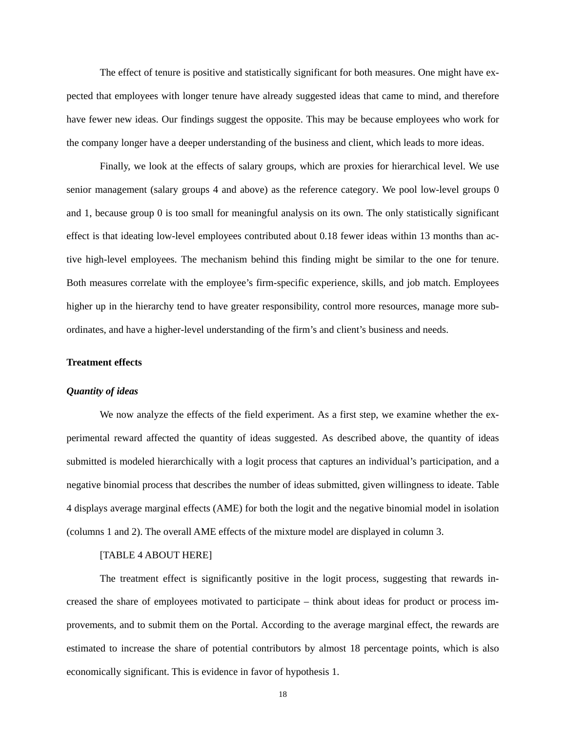The effect of tenure is positive and statistically significant for both measures. One might have expected that employees with longer tenure have already suggested ideas that came to mind, and therefore have fewer new ideas. Our findings suggest the opposite. This may be because employees who work for the company longer have a deeper understanding of the business and client, which leads to more ideas.

Finally, we look at the effects of salary groups, which are proxies for hierarchical level. We use senior management (salary groups 4 and above) as the reference category. We pool low-level groups 0 and 1, because group 0 is too small for meaningful analysis on its own. The only statistically significant effect is that ideating low-level employees contributed about 0.18 fewer ideas within 13 months than active high-level employees. The mechanism behind this finding might be similar to the one for tenure. Both measures correlate with the employee's firm-specific experience, skills, and job match. Employees higher up in the hierarchy tend to have greater responsibility, control more resources, manage more subordinates, and have a higher-level understanding of the firm's and client's business and needs.

**Treatment effects**

***Quantity of ideas***

We now analyze the effects of the field experiment. As a first step, we examine whether the experimental reward affected the quantity of ideas suggested. As described above, the quantity of ideas submitted is modeled hierarchically with a logit process that captures an individual's participation, and a negative binomial process that describes the number of ideas submitted, given willingness to ideate. Table 4 displays average marginal effects (AME) for both the logit and the negative binomial model in isolation (columns 1 and 2). The overall AME effects of the mixture model are displayed in column 3.

[TABLE 4 ABOUT HERE]

The treatment effect is significantly positive in the logit process, suggesting that rewards increased the share of employees motivated to participate – think about ideas for product or process improvements, and to submit them on the Portal. According to the average marginal effect, the rewards are estimated to increase the share of potential contributors by almost 18 percentage points, which is also economically significant. This is evidence in favor of hypothesis 1.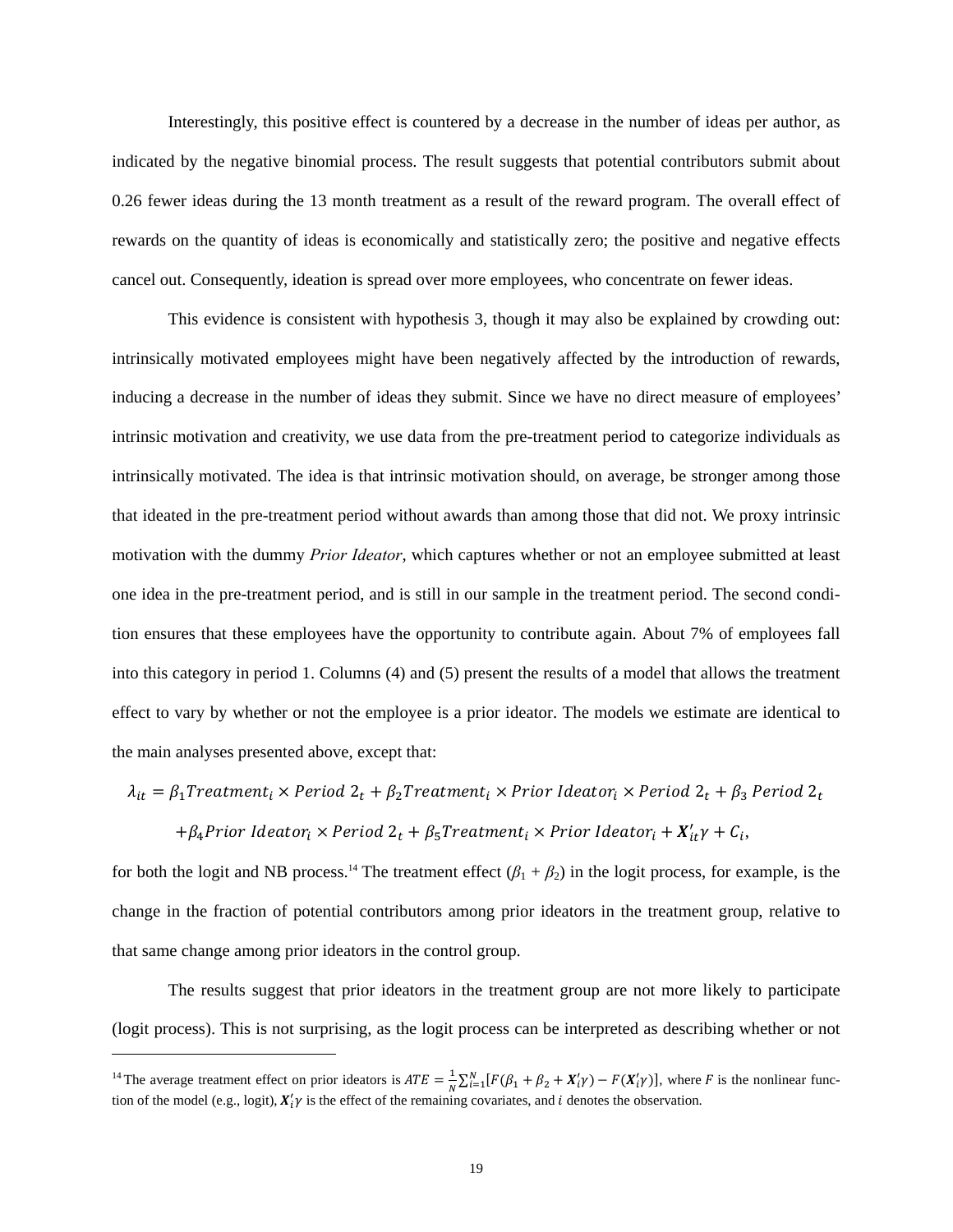Interestingly, this positive effect is countered by a decrease in the number of ideas per author, as indicated by the negative binomial process. The result suggests that potential contributors submit about 0.26 fewer ideas during the 13 month treatment as a result of the reward program. The overall effect of rewards on the quantity of ideas is economically and statistically zero; the positive and negative effects cancel out. Consequently, ideation is spread over more employees, who concentrate on fewer ideas.

This evidence is consistent with hypothesis 3, though it may also be explained by crowding out: intrinsically motivated employees might have been negatively affected by the introduction of rewards, inducing a decrease in the number of ideas they submit. Since we have no direct measure of employees' intrinsic motivation and creativity, we use data from the pre-treatment period to categorize individuals as intrinsically motivated. The idea is that intrinsic motivation should, on average, be stronger among those that ideated in the pre-treatment period without awards than among those that did not. We proxy intrinsic motivation with the dummy *Prior Ideator*, which captures whether or not an employee submitted at least one idea in the pre-treatment period, and is still in our sample in the treatment period. The second condition ensures that these employees have the opportunity to contribute again. About 7% of employees fall into this category in period 1. Columns (4) and (5) present the results of a model that allows the treatment effect to vary by whether or not the employee is a prior ideator. The models we estimate are identical to the main analyses presented above, except that:

$$\lambda_{it} = \beta_1 Treatment_i \times Period\ 2_t + \beta_2 Treatment_i \times Prior\ Ideator_i \times Period\ 2_t + \beta_3\ Period\ 2_t$$
$$+ \beta_4 Prior\ Ideator_i \times Period\ 2_t + \beta_5 Treatment_i \times Prior\ Ideator_i + \boldsymbol{X}'_{it}\gamma + C_i,$$

for both the logit and NB process.[14] The treatment effect ($\beta_1 + \beta_2$) in the logit process, for example, is the change in the fraction of potential contributors among prior ideators in the treatment group, relative to that same change among prior ideators in the control group.

The results suggest that prior ideators in the treatment group are not more likely to participate (logit process). This is not surprising, as the logit process can be interpreted as describing whether or not

[14] The average treatment effect on prior ideators is $ATE = \frac{1}{N}\sum_{i=1}^{N}[F(\beta_1 + \beta_2 + \boldsymbol{X}'_i\gamma) - F(\boldsymbol{X}'_i\gamma)]$, where $F$ is the nonlinear function of the model (e.g., logit), $\boldsymbol{X}'_i\gamma$ is the effect of the remaining covariates, and $i$ denotes the observation.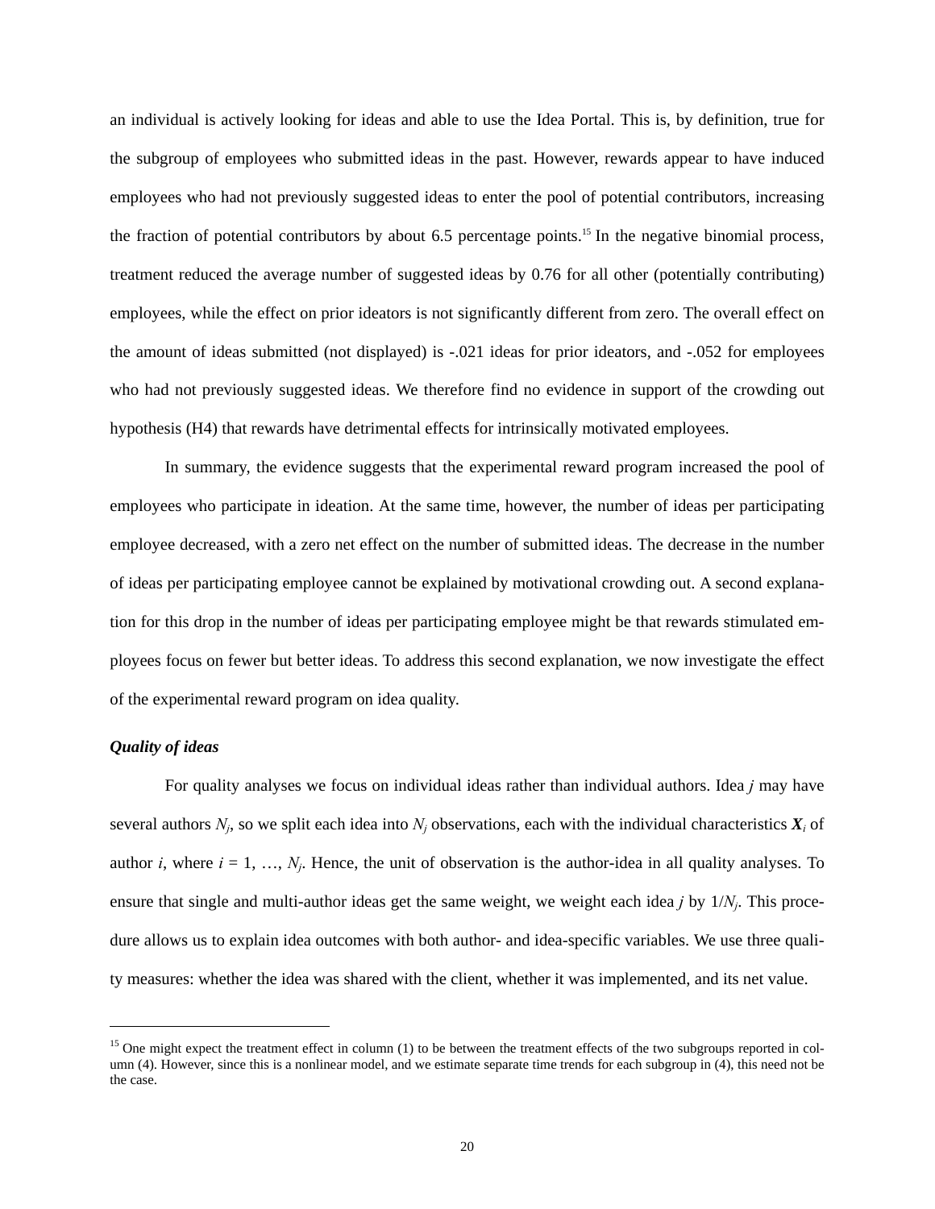an individual is actively looking for ideas and able to use the Idea Portal. This is, by definition, true for the subgroup of employees who submitted ideas in the past. However, rewards appear to have induced employees who had not previously suggested ideas to enter the pool of potential contributors, increasing the fraction of potential contributors by about 6.5 percentage points.[15] In the negative binomial process, treatment reduced the average number of suggested ideas by 0.76 for all other (potentially contributing) employees, while the effect on prior ideators is not significantly different from zero. The overall effect on the amount of ideas submitted (not displayed) is -.021 ideas for prior ideators, and -.052 for employees who had not previously suggested ideas. We therefore find no evidence in support of the crowding out hypothesis (H4) that rewards have detrimental effects for intrinsically motivated employees.

In summary, the evidence suggests that the experimental reward program increased the pool of employees who participate in ideation. At the same time, however, the number of ideas per participating employee decreased, with a zero net effect on the number of submitted ideas. The decrease in the number of ideas per participating employee cannot be explained by motivational crowding out. A second explanation for this drop in the number of ideas per participating employee might be that rewards stimulated employees focus on fewer but better ideas. To address this second explanation, we now investigate the effect of the experimental reward program on idea quality.

***Quality of ideas***

For quality analyses we focus on individual ideas rather than individual authors. Idea $j$ may have several authors $N_j$, so we split each idea into $N_j$ observations, each with the individual characteristics $\boldsymbol{X}_i$ of author $i$, where $i = 1, \ldots, N_j$. Hence, the unit of observation is the author-idea in all quality analyses. To ensure that single and multi-author ideas get the same weight, we weight each idea $j$ by $1/N_j$. This procedure allows us to explain idea outcomes with both author- and idea-specific variables. We use three quality measures: whether the idea was shared with the client, whether it was implemented, and its net value.

[15] One might expect the treatment effect in column (1) to be between the treatment effects of the two subgroups reported in column (4). However, since this is a nonlinear model, and we estimate separate time trends for each subgroup in (4), this need not be the case.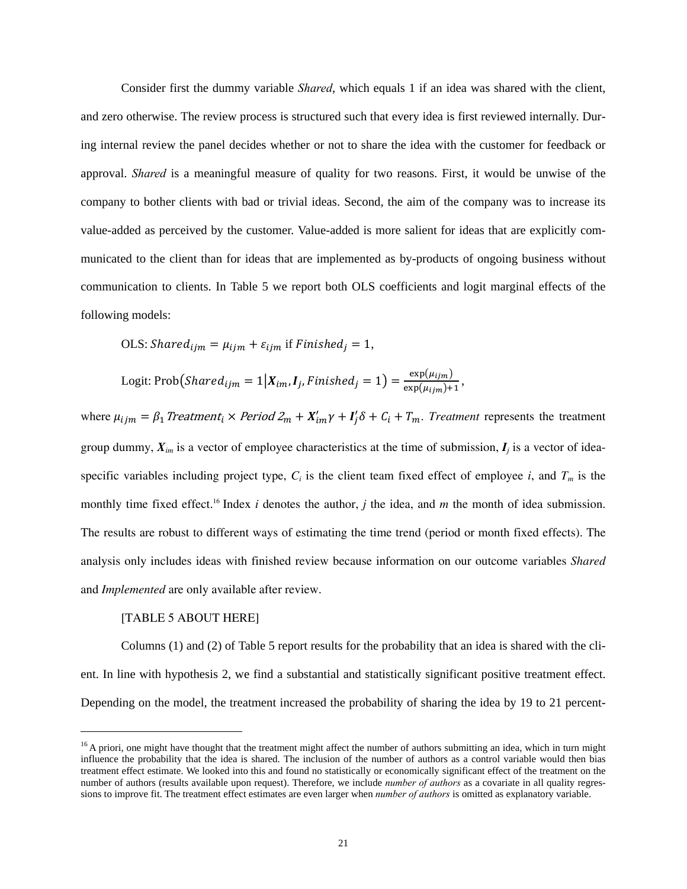Consider first the dummy variable *Shared*, which equals 1 if an idea was shared with the client, and zero otherwise. The review process is structured such that every idea is first reviewed internally. During internal review the panel decides whether or not to share the idea with the customer for feedback or approval. *Shared* is a meaningful measure of quality for two reasons. First, it would be unwise of the company to bother clients with bad or trivial ideas. Second, the aim of the company was to increase its value-added as perceived by the customer. Value-added is more salient for ideas that are explicitly communicated to the client than for ideas that are implemented as by-products of ongoing business without communication to clients. In Table 5 we report both OLS coefficients and logit marginal effects of the following models:

OLS: $Shared_{ijm} = \mu_{ijm} + \varepsilon_{ijm}$ if $Finished_j = 1$,

Logit: $\text{Prob}\left(Shared_{ijm} = 1 \middle| \boldsymbol{X}_{im}, \boldsymbol{I}_j, Finished_j = 1\right) = \frac{\exp(\mu_{ijm})}{\exp(\mu_{ijm})+1}$,

where $\mu_{ijm} = \beta_1\, Treatment_i \times Period\ 2_m + \boldsymbol{X}'_{im}\gamma + \boldsymbol{I}'_j\delta + C_i + T_m$. *Treatment* represents the treatment group dummy, $\boldsymbol{X}_{im}$ is a vector of employee characteristics at the time of submission, $\boldsymbol{I}_j$ is a vector of idea-specific variables including project type, $C_i$ is the client team fixed effect of employee *i*, and $T_m$ is the monthly time fixed effect.[16] Index *i* denotes the author, *j* the idea, and *m* the month of idea submission. The results are robust to different ways of estimating the time trend (period or month fixed effects). The analysis only includes ideas with finished review because information on our outcome variables *Shared* and *Implemented* are only available after review.

[TABLE 5 ABOUT HERE]

Columns (1) and (2) of Table 5 report results for the probability that an idea is shared with the client. In line with hypothesis 2, we find a substantial and statistically significant positive treatment effect. Depending on the model, the treatment increased the probability of sharing the idea by 19 to 21 percent-

---

[16] A priori, one might have thought that the treatment might affect the number of authors submitting an idea, which in turn might influence the probability that the idea is shared. The inclusion of the number of authors as a control variable would then bias treatment effect estimate. We looked into this and found no statistically or economically significant effect of the treatment on the number of authors (results available upon request). Therefore, we include *number of authors* as a covariate in all quality regressions to improve fit. The treatment effect estimates are even larger when *number of authors* is omitted as explanatory variable.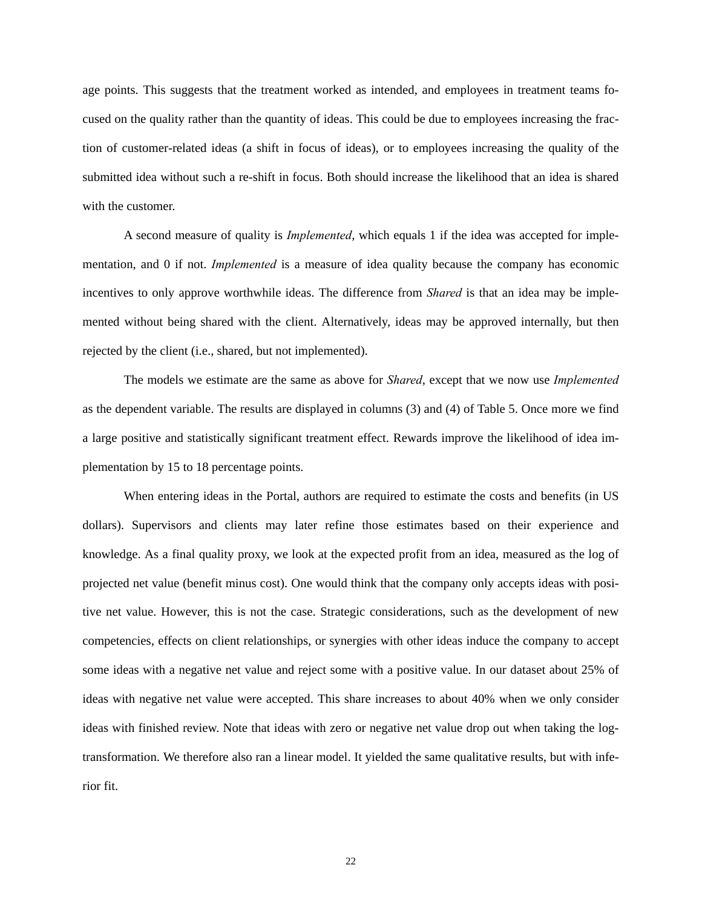age points. This suggests that the treatment worked as intended, and employees in treatment teams focused on the quality rather than the quantity of ideas. This could be due to employees increasing the fraction of customer-related ideas (a shift in focus of ideas), or to employees increasing the quality of the submitted idea without such a re-shift in focus. Both should increase the likelihood that an idea is shared with the customer.

A second measure of quality is *Implemented*, which equals 1 if the idea was accepted for implementation, and 0 if not. *Implemented* is a measure of idea quality because the company has economic incentives to only approve worthwhile ideas. The difference from *Shared* is that an idea may be implemented without being shared with the client. Alternatively, ideas may be approved internally, but then rejected by the client (i.e., shared, but not implemented).

The models we estimate are the same as above for *Shared*, except that we now use *Implemented* as the dependent variable. The results are displayed in columns (3) and (4) of Table 5. Once more we find a large positive and statistically significant treatment effect. Rewards improve the likelihood of idea implementation by 15 to 18 percentage points.

When entering ideas in the Portal, authors are required to estimate the costs and benefits (in US dollars). Supervisors and clients may later refine those estimates based on their experience and knowledge. As a final quality proxy, we look at the expected profit from an idea, measured as the log of projected net value (benefit minus cost). One would think that the company only accepts ideas with positive net value. However, this is not the case. Strategic considerations, such as the development of new competencies, effects on client relationships, or synergies with other ideas induce the company to accept some ideas with a negative net value and reject some with a positive value. In our dataset about 25% of ideas with negative net value were accepted. This share increases to about 40% when we only consider ideas with finished review. Note that ideas with zero or negative net value drop out when taking the log-transformation. We therefore also ran a linear model. It yielded the same qualitative results, but with inferior fit.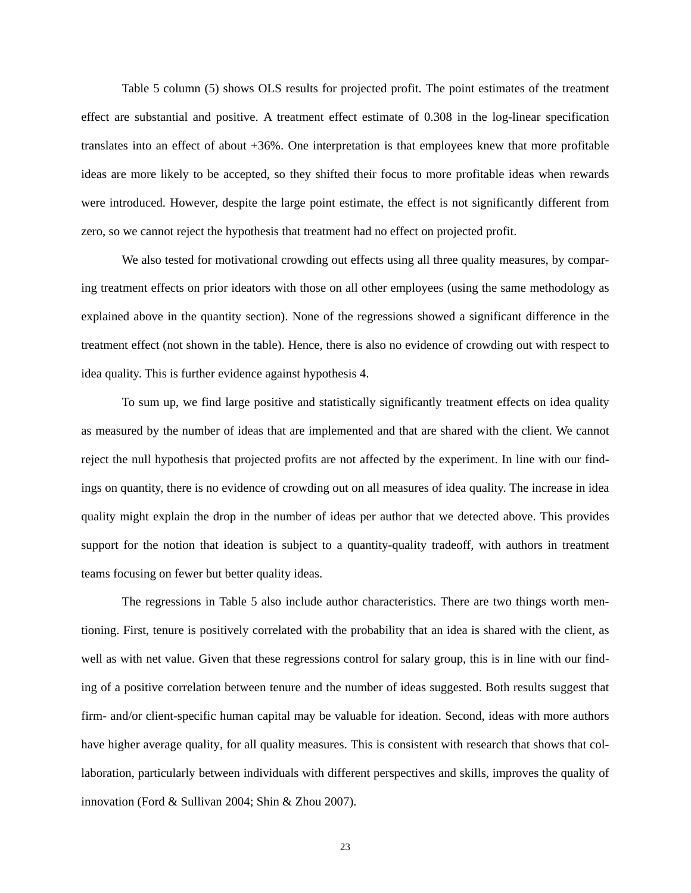Table 5 column (5) shows OLS results for projected profit. The point estimates of the treatment effect are substantial and positive. A treatment effect estimate of 0.308 in the log-linear specification translates into an effect of about +36%. One interpretation is that employees knew that more profitable ideas are more likely to be accepted, so they shifted their focus to more profitable ideas when rewards were introduced. However, despite the large point estimate, the effect is not significantly different from zero, so we cannot reject the hypothesis that treatment had no effect on projected profit.

We also tested for motivational crowding out effects using all three quality measures, by comparing treatment effects on prior ideators with those on all other employees (using the same methodology as explained above in the quantity section). None of the regressions showed a significant difference in the treatment effect (not shown in the table). Hence, there is also no evidence of crowding out with respect to idea quality. This is further evidence against hypothesis 4.

To sum up, we find large positive and statistically significantly treatment effects on idea quality as measured by the number of ideas that are implemented and that are shared with the client. We cannot reject the null hypothesis that projected profits are not affected by the experiment. In line with our findings on quantity, there is no evidence of crowding out on all measures of idea quality. The increase in idea quality might explain the drop in the number of ideas per author that we detected above. This provides support for the notion that ideation is subject to a quantity-quality tradeoff, with authors in treatment teams focusing on fewer but better quality ideas.

The regressions in Table 5 also include author characteristics. There are two things worth mentioning. First, tenure is positively correlated with the probability that an idea is shared with the client, as well as with net value. Given that these regressions control for salary group, this is in line with our finding of a positive correlation between tenure and the number of ideas suggested. Both results suggest that firm- and/or client-specific human capital may be valuable for ideation. Second, ideas with more authors have higher average quality, for all quality measures. This is consistent with research that shows that collaboration, particularly between individuals with different perspectives and skills, improves the quality of innovation (Ford & Sullivan 2004; Shin & Zhou 2007).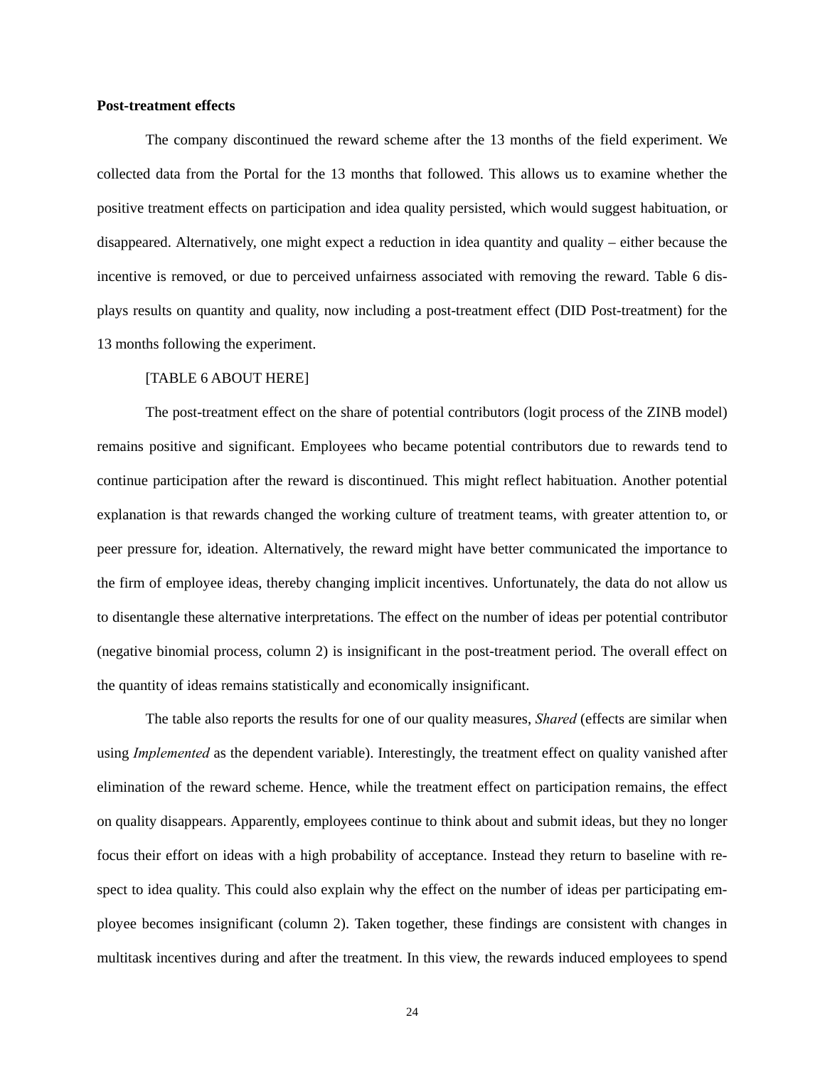**Post-treatment effects**

The company discontinued the reward scheme after the 13 months of the field experiment. We collected data from the Portal for the 13 months that followed. This allows us to examine whether the positive treatment effects on participation and idea quality persisted, which would suggest habituation, or disappeared. Alternatively, one might expect a reduction in idea quantity and quality – either because the incentive is removed, or due to perceived unfairness associated with removing the reward. Table 6 displays results on quantity and quality, now including a post-treatment effect (DID Post-treatment) for the 13 months following the experiment.

[TABLE 6 ABOUT HERE]

The post-treatment effect on the share of potential contributors (logit process of the ZINB model) remains positive and significant. Employees who became potential contributors due to rewards tend to continue participation after the reward is discontinued. This might reflect habituation. Another potential explanation is that rewards changed the working culture of treatment teams, with greater attention to, or peer pressure for, ideation. Alternatively, the reward might have better communicated the importance to the firm of employee ideas, thereby changing implicit incentives. Unfortunately, the data do not allow us to disentangle these alternative interpretations. The effect on the number of ideas per potential contributor (negative binomial process, column 2) is insignificant in the post-treatment period. The overall effect on the quantity of ideas remains statistically and economically insignificant.

The table also reports the results for one of our quality measures, *Shared* (effects are similar when using *Implemented* as the dependent variable). Interestingly, the treatment effect on quality vanished after elimination of the reward scheme. Hence, while the treatment effect on participation remains, the effect on quality disappears. Apparently, employees continue to think about and submit ideas, but they no longer focus their effort on ideas with a high probability of acceptance. Instead they return to baseline with respect to idea quality. This could also explain why the effect on the number of ideas per participating employee becomes insignificant (column 2). Taken together, these findings are consistent with changes in multitask incentives during and after the treatment. In this view, the rewards induced employees to spend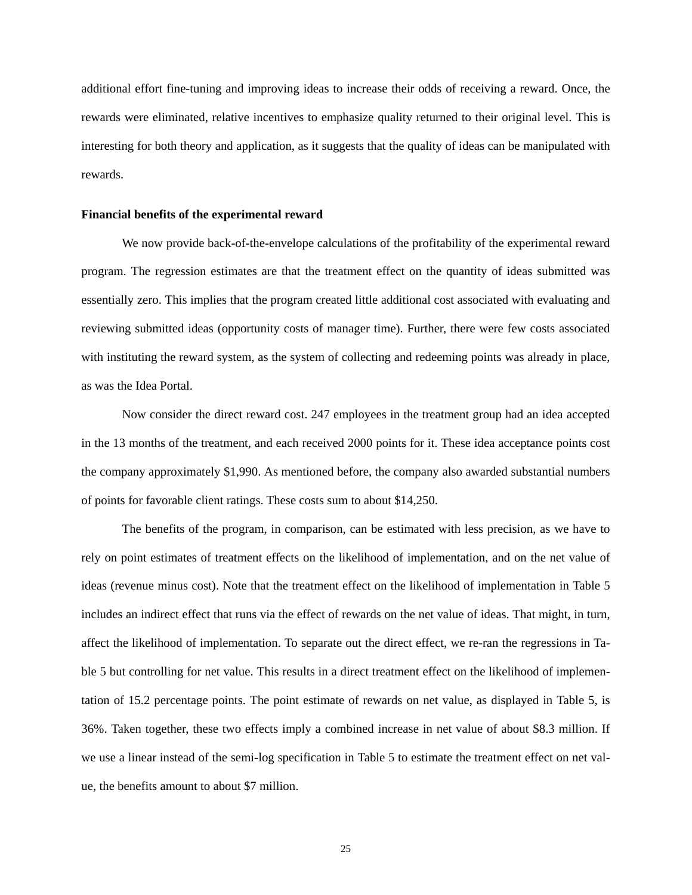additional effort fine-tuning and improving ideas to increase their odds of receiving a reward. Once, the rewards were eliminated, relative incentives to emphasize quality returned to their original level. This is interesting for both theory and application, as it suggests that the quality of ideas can be manipulated with rewards.

**Financial benefits of the experimental reward**

We now provide back-of-the-envelope calculations of the profitability of the experimental reward program. The regression estimates are that the treatment effect on the quantity of ideas submitted was essentially zero. This implies that the program created little additional cost associated with evaluating and reviewing submitted ideas (opportunity costs of manager time). Further, there were few costs associated with instituting the reward system, as the system of collecting and redeeming points was already in place, as was the Idea Portal.

Now consider the direct reward cost. 247 employees in the treatment group had an idea accepted in the 13 months of the treatment, and each received 2000 points for it. These idea acceptance points cost the company approximately $1,990. As mentioned before, the company also awarded substantial numbers of points for favorable client ratings. These costs sum to about $14,250.

The benefits of the program, in comparison, can be estimated with less precision, as we have to rely on point estimates of treatment effects on the likelihood of implementation, and on the net value of ideas (revenue minus cost). Note that the treatment effect on the likelihood of implementation in Table 5 includes an indirect effect that runs via the effect of rewards on the net value of ideas. That might, in turn, affect the likelihood of implementation. To separate out the direct effect, we re-ran the regressions in Table 5 but controlling for net value. This results in a direct treatment effect on the likelihood of implementation of 15.2 percentage points. The point estimate of rewards on net value, as displayed in Table 5, is 36%. Taken together, these two effects imply a combined increase in net value of about $8.3 million. If we use a linear instead of the semi-log specification in Table 5 to estimate the treatment effect on net value, the benefits amount to about $7 million.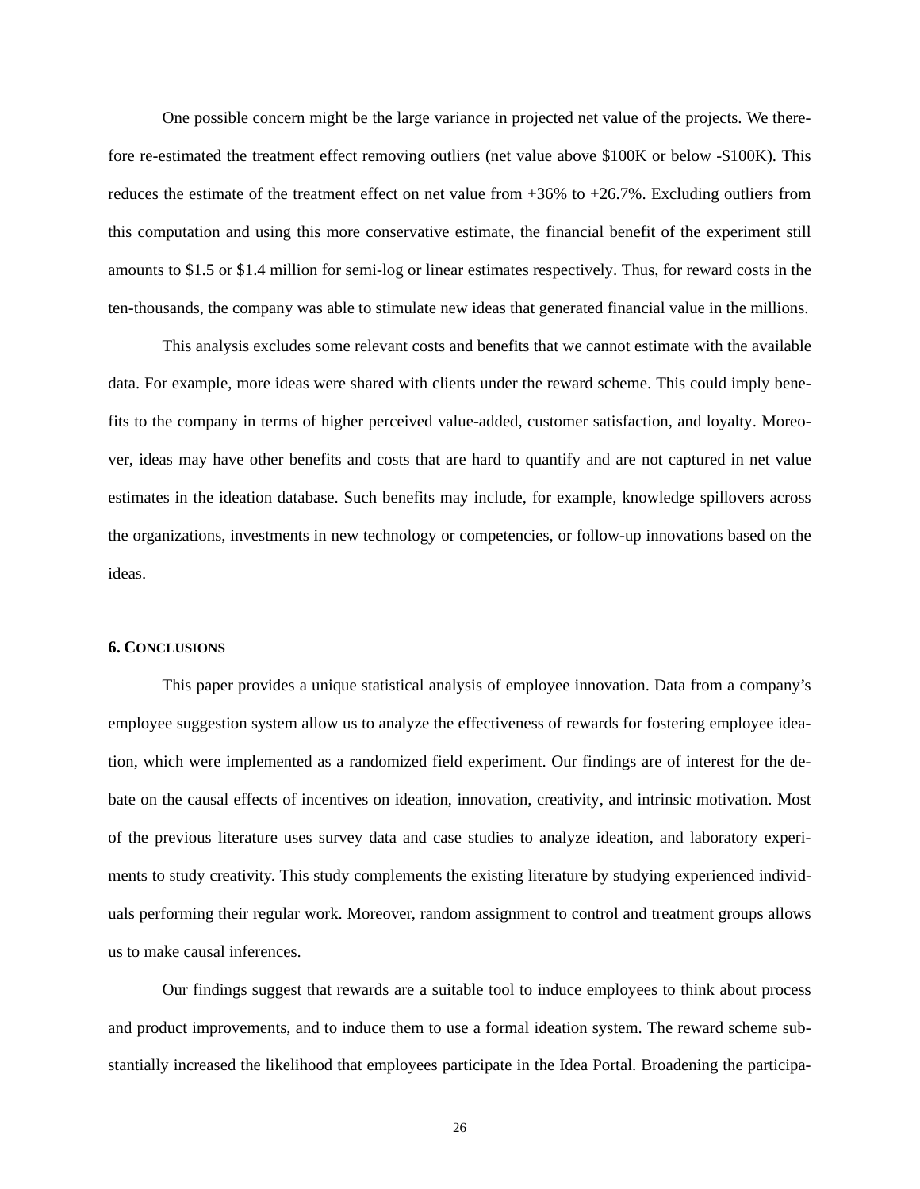One possible concern might be the large variance in projected net value of the projects. We therefore re-estimated the treatment effect removing outliers (net value above \$100K or below -\$100K). This reduces the estimate of the treatment effect on net value from +36% to +26.7%. Excluding outliers from this computation and using this more conservative estimate, the financial benefit of the experiment still amounts to \$1.5 or \$1.4 million for semi-log or linear estimates respectively. Thus, for reward costs in the ten-thousands, the company was able to stimulate new ideas that generated financial value in the millions.

This analysis excludes some relevant costs and benefits that we cannot estimate with the available data. For example, more ideas were shared with clients under the reward scheme. This could imply benefits to the company in terms of higher perceived value-added, customer satisfaction, and loyalty. Moreover, ideas may have other benefits and costs that are hard to quantify and are not captured in net value estimates in the ideation database. Such benefits may include, for example, knowledge spillovers across the organizations, investments in new technology or competencies, or follow-up innovations based on the ideas.

## 6. CONCLUSIONS

This paper provides a unique statistical analysis of employee innovation. Data from a company's employee suggestion system allow us to analyze the effectiveness of rewards for fostering employee ideation, which were implemented as a randomized field experiment. Our findings are of interest for the debate on the causal effects of incentives on ideation, innovation, creativity, and intrinsic motivation. Most of the previous literature uses survey data and case studies to analyze ideation, and laboratory experiments to study creativity. This study complements the existing literature by studying experienced individuals performing their regular work. Moreover, random assignment to control and treatment groups allows us to make causal inferences.

Our findings suggest that rewards are a suitable tool to induce employees to think about process and product improvements, and to induce them to use a formal ideation system. The reward scheme substantially increased the likelihood that employees participate in the Idea Portal. Broadening the participa-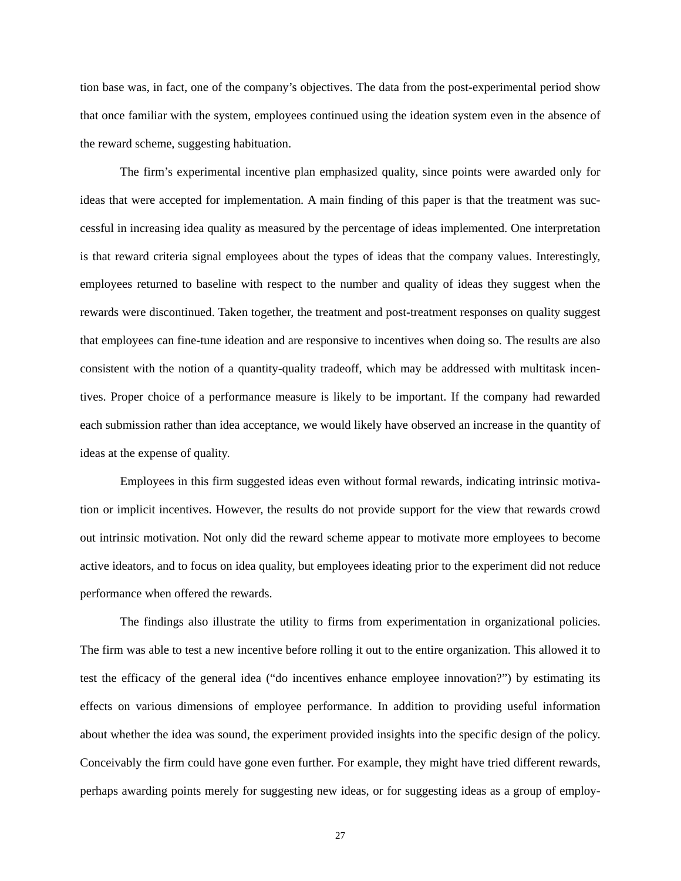tion base was, in fact, one of the company's objectives. The data from the post-experimental period show that once familiar with the system, employees continued using the ideation system even in the absence of the reward scheme, suggesting habituation.

The firm's experimental incentive plan emphasized quality, since points were awarded only for ideas that were accepted for implementation. A main finding of this paper is that the treatment was successful in increasing idea quality as measured by the percentage of ideas implemented. One interpretation is that reward criteria signal employees about the types of ideas that the company values. Interestingly, employees returned to baseline with respect to the number and quality of ideas they suggest when the rewards were discontinued. Taken together, the treatment and post-treatment responses on quality suggest that employees can fine-tune ideation and are responsive to incentives when doing so. The results are also consistent with the notion of a quantity-quality tradeoff, which may be addressed with multitask incentives. Proper choice of a performance measure is likely to be important. If the company had rewarded each submission rather than idea acceptance, we would likely have observed an increase in the quantity of ideas at the expense of quality.

Employees in this firm suggested ideas even without formal rewards, indicating intrinsic motivation or implicit incentives. However, the results do not provide support for the view that rewards crowd out intrinsic motivation. Not only did the reward scheme appear to motivate more employees to become active ideators, and to focus on idea quality, but employees ideating prior to the experiment did not reduce performance when offered the rewards.

The findings also illustrate the utility to firms from experimentation in organizational policies. The firm was able to test a new incentive before rolling it out to the entire organization. This allowed it to test the efficacy of the general idea ("do incentives enhance employee innovation?") by estimating its effects on various dimensions of employee performance. In addition to providing useful information about whether the idea was sound, the experiment provided insights into the specific design of the policy. Conceivably the firm could have gone even further. For example, they might have tried different rewards, perhaps awarding points merely for suggesting new ideas, or for suggesting ideas as a group of employ-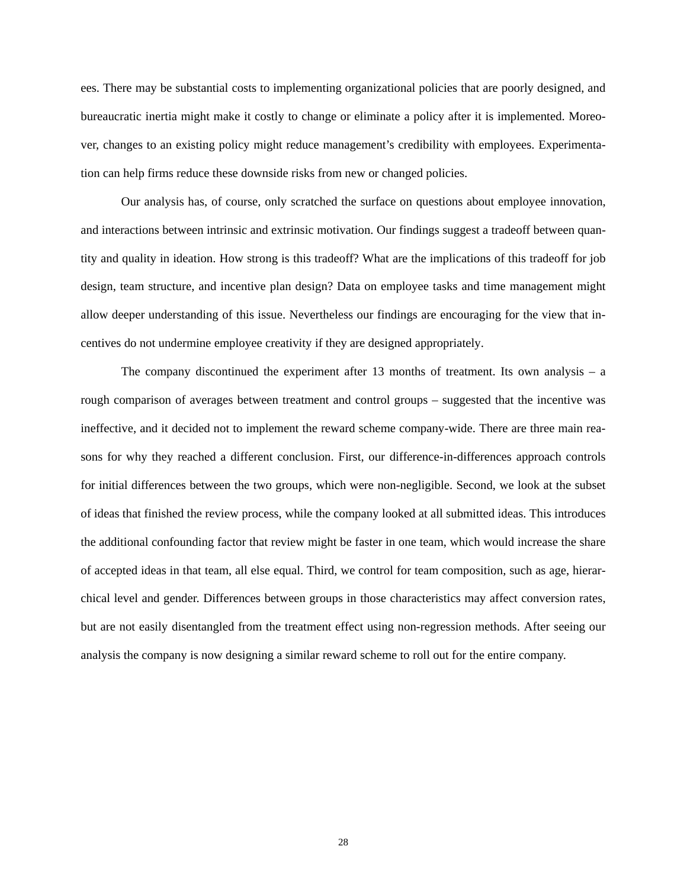ees. There may be substantial costs to implementing organizational policies that are poorly designed, and bureaucratic inertia might make it costly to change or eliminate a policy after it is implemented. Moreover, changes to an existing policy might reduce management's credibility with employees. Experimentation can help firms reduce these downside risks from new or changed policies.

Our analysis has, of course, only scratched the surface on questions about employee innovation, and interactions between intrinsic and extrinsic motivation. Our findings suggest a tradeoff between quantity and quality in ideation. How strong is this tradeoff? What are the implications of this tradeoff for job design, team structure, and incentive plan design? Data on employee tasks and time management might allow deeper understanding of this issue. Nevertheless our findings are encouraging for the view that incentives do not undermine employee creativity if they are designed appropriately.

The company discontinued the experiment after 13 months of treatment. Its own analysis – a rough comparison of averages between treatment and control groups – suggested that the incentive was ineffective, and it decided not to implement the reward scheme company-wide. There are three main reasons for why they reached a different conclusion. First, our difference-in-differences approach controls for initial differences between the two groups, which were non-negligible. Second, we look at the subset of ideas that finished the review process, while the company looked at all submitted ideas. This introduces the additional confounding factor that review might be faster in one team, which would increase the share of accepted ideas in that team, all else equal. Third, we control for team composition, such as age, hierarchical level and gender. Differences between groups in those characteristics may affect conversion rates, but are not easily disentangled from the treatment effect using non-regression methods. After seeing our analysis the company is now designing a similar reward scheme to roll out for the entire company.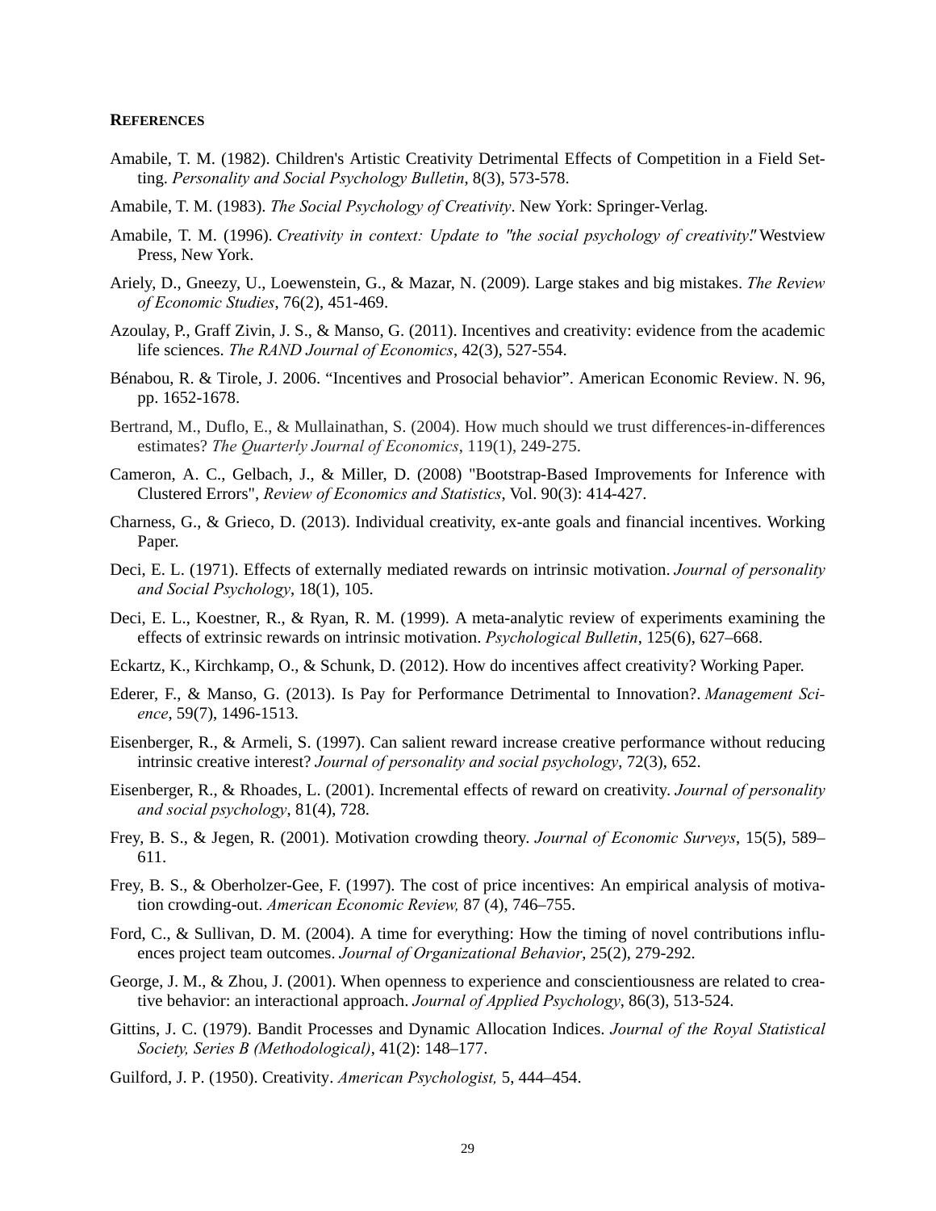## REFERENCES

Amabile, T. M. (1982). Children's Artistic Creativity Detrimental Effects of Competition in a Field Setting. *Personality and Social Psychology Bulletin*, 8(3), 573-578.

Amabile, T. M. (1983). *The Social Psychology of Creativity*. New York: Springer-Verlag.

Amabile, T. M. (1996). *Creativity in context: Update to "the social psychology of creativity*." Westview Press, New York.

Ariely, D., Gneezy, U., Loewenstein, G., & Mazar, N. (2009). Large stakes and big mistakes. *The Review of Economic Studies*, 76(2), 451-469.

Azoulay, P., Graff Zivin, J. S., & Manso, G. (2011). Incentives and creativity: evidence from the academic life sciences. *The RAND Journal of Economics*, 42(3), 527-554.

Bénabou, R. & Tirole, J. 2006. "Incentives and Prosocial behavior". American Economic Review. N. 96, pp. 1652-1678.

Bertrand, M., Duflo, E., & Mullainathan, S. (2004). How much should we trust differences-in-differences estimates? *The Quarterly Journal of Economics*, 119(1), 249-275.

Cameron, A. C., Gelbach, J., & Miller, D. (2008) "Bootstrap-Based Improvements for Inference with Clustered Errors", *Review of Economics and Statistics*, Vol. 90(3): 414-427.

Charness, G., & Grieco, D. (2013). Individual creativity, ex-ante goals and financial incentives. Working Paper.

Deci, E. L. (1971). Effects of externally mediated rewards on intrinsic motivation. *Journal of personality and Social Psychology*, 18(1), 105.

Deci, E. L., Koestner, R., & Ryan, R. M. (1999). A meta-analytic review of experiments examining the effects of extrinsic rewards on intrinsic motivation. *Psychological Bulletin*, 125(6), 627–668.

Eckartz, K., Kirchkamp, O., & Schunk, D. (2012). How do incentives affect creativity? Working Paper.

Ederer, F., & Manso, G. (2013). Is Pay for Performance Detrimental to Innovation?. *Management Science*, 59(7), 1496-1513.

Eisenberger, R., & Armeli, S. (1997). Can salient reward increase creative performance without reducing intrinsic creative interest? *Journal of personality and social psychology*, 72(3), 652.

Eisenberger, R., & Rhoades, L. (2001). Incremental effects of reward on creativity. *Journal of personality and social psychology*, 81(4), 728.

Frey, B. S., & Jegen, R. (2001). Motivation crowding theory. *Journal of Economic Surveys*, 15(5), 589–611.

Frey, B. S., & Oberholzer-Gee, F. (1997). The cost of price incentives: An empirical analysis of motivation crowding-out. *American Economic Review,* 87 (4), 746–755.

Ford, C., & Sullivan, D. M. (2004). A time for everything: How the timing of novel contributions influences project team outcomes. *Journal of Organizational Behavior*, 25(2), 279-292.

George, J. M., & Zhou, J. (2001). When openness to experience and conscientiousness are related to creative behavior: an interactional approach. *Journal of Applied Psychology*, 86(3), 513-524.

Gittins, J. C. (1979). Bandit Processes and Dynamic Allocation Indices. *Journal of the Royal Statistical Society, Series B (Methodological)*, 41(2): 148–177.

Guilford, J. P. (1950). Creativity. *American Psychologist,* 5, 444–454.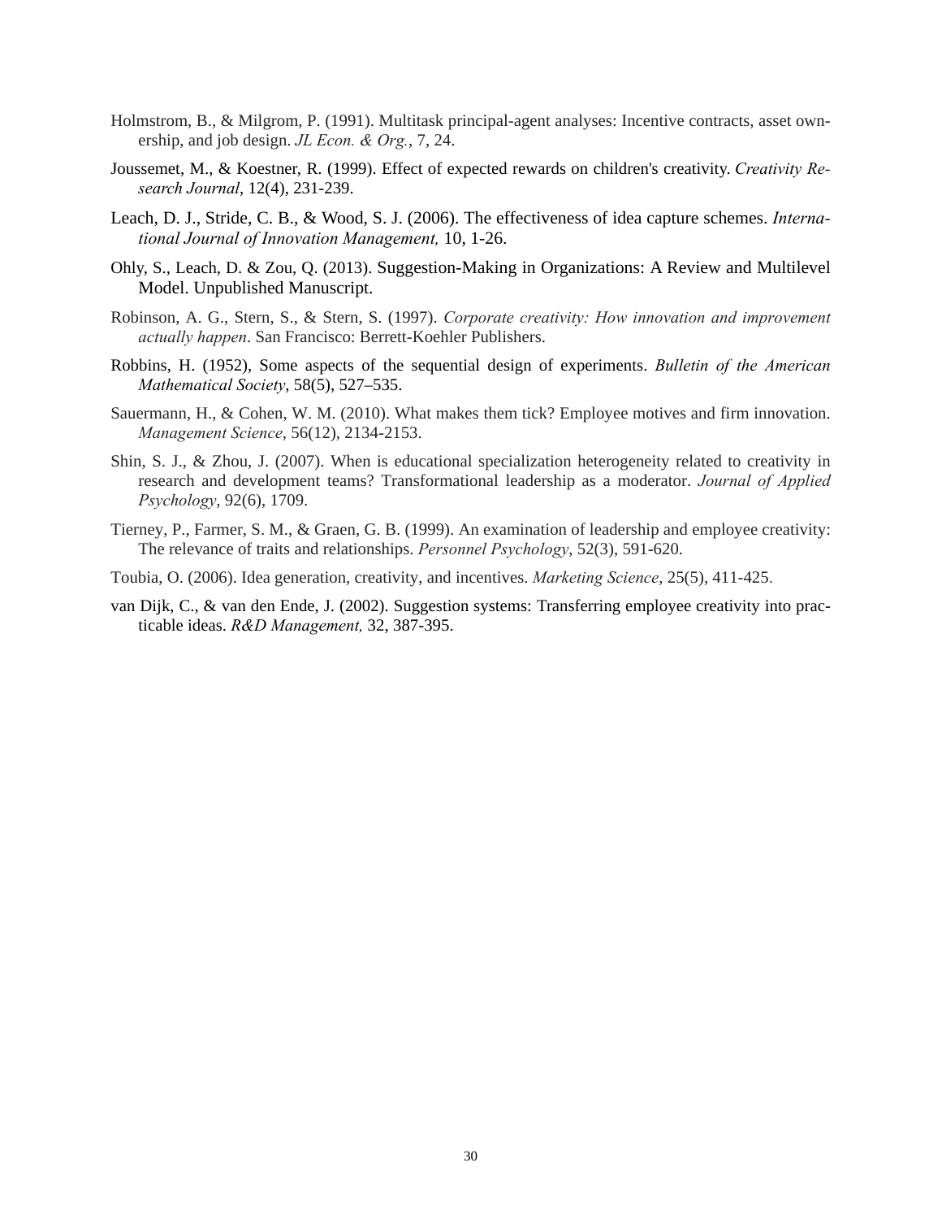Holmstrom, B., & Milgrom, P. (1991). Multitask principal-agent analyses: Incentive contracts, asset ownership, and job design. *JL Econ. & Org.*, 7, 24.

Joussemet, M., & Koestner, R. (1999). Effect of expected rewards on children's creativity. *Creativity Research Journal*, 12(4), 231-239.

Leach, D. J., Stride, C. B., & Wood, S. J. (2006). The effectiveness of idea capture schemes. *International Journal of Innovation Management,* 10, 1-26.

Ohly, S., Leach, D. & Zou, Q. (2013). Suggestion-Making in Organizations: A Review and Multilevel Model. Unpublished Manuscript.

Robinson, A. G., Stern, S., & Stern, S. (1997). *Corporate creativity: How innovation and improvement actually happen*. San Francisco: Berrett-Koehler Publishers.

Robbins, H. (1952), Some aspects of the sequential design of experiments. *Bulletin of the American Mathematical Society*, 58(5), 527–535.

Sauermann, H., & Cohen, W. M. (2010). What makes them tick? Employee motives and firm innovation. *Management Science*, 56(12), 2134-2153.

Shin, S. J., & Zhou, J. (2007). When is educational specialization heterogeneity related to creativity in research and development teams? Transformational leadership as a moderator. *Journal of Applied Psychology*, 92(6), 1709.

Tierney, P., Farmer, S. M., & Graen, G. B. (1999). An examination of leadership and employee creativity: The relevance of traits and relationships. *Personnel Psychology*, 52(3), 591-620.

Toubia, O. (2006). Idea generation, creativity, and incentives. *Marketing Science*, 25(5), 411-425.

van Dijk, C., & van den Ende, J. (2002). Suggestion systems: Transferring employee creativity into practicable ideas. *R&D Management,* 32, 387-395.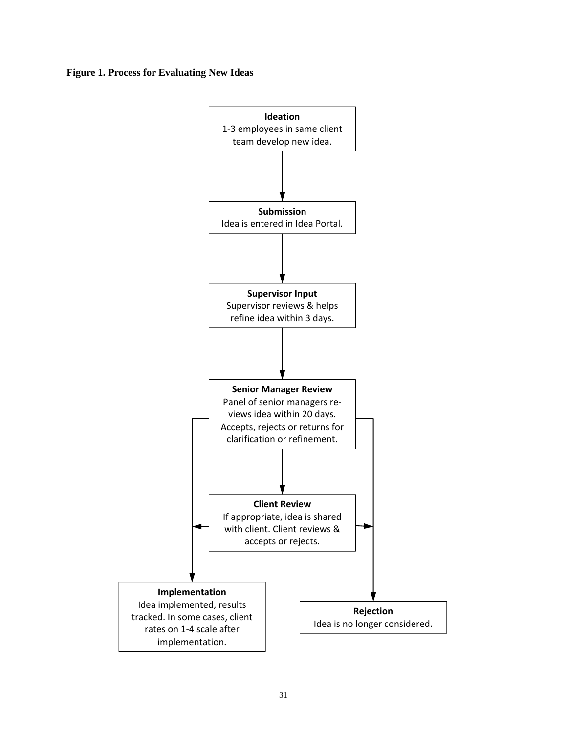**Figure 1. Process for Evaluating New Ideas**

**Ideation**
1-3 employees in same client team develop new idea.

**Submission**
Idea is entered in Idea Portal.

**Supervisor Input**
Supervisor reviews & helps refine idea within 3 days.

**Senior Manager Review**
Panel of senior managers reviews idea within 20 days. Accepts, rejects or returns for clarification or refinement.

**Client Review**
If appropriate, idea is shared with client. Client reviews & accepts or rejects.

**Implementation**
Idea implemented, results tracked. In some cases, client rates on 1-4 scale after implementation.

**Rejection**
Idea is no longer considered.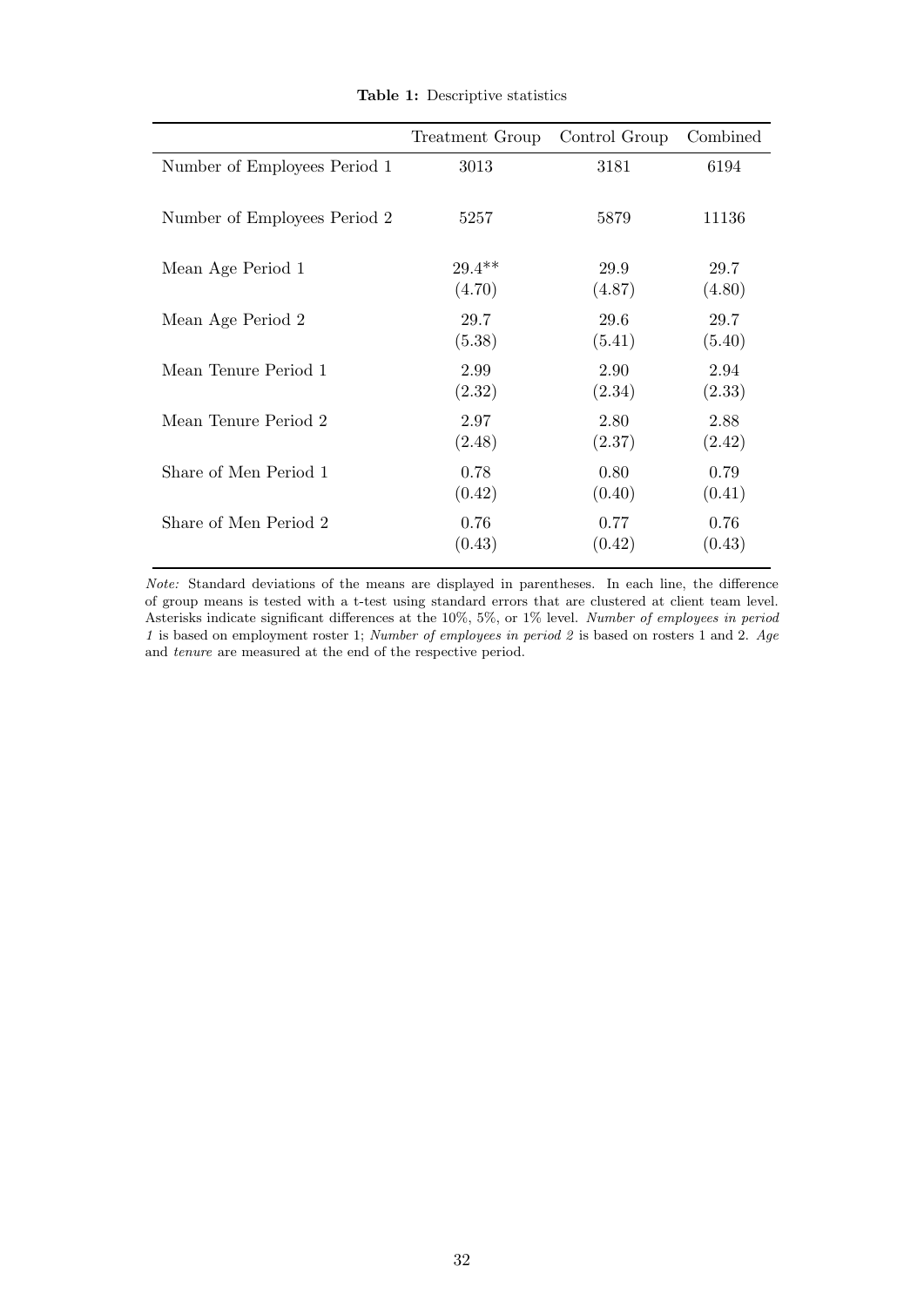**Table 1:** Descriptive statistics

| | Treatment Group | Control Group | Combined |
|---|---|---|---|
| Number of Employees Period 1 | 3013 | 3181 | 6194 |
| Number of Employees Period 2 | 5257 | 5879 | 11136 |
| Mean Age Period 1 | 29.4** | 29.9 | 29.7 |
| | (4.70) | (4.87) | (4.80) |
| Mean Age Period 2 | 29.7 | 29.6 | 29.7 |
| | (5.38) | (5.41) | (5.40) |
| Mean Tenure Period 1 | 2.99 | 2.90 | 2.94 |
| | (2.32) | (2.34) | (2.33) |
| Mean Tenure Period 2 | 2.97 | 2.80 | 2.88 |
| | (2.48) | (2.37) | (2.42) |
| Share of Men Period 1 | 0.78 | 0.80 | 0.79 |
| | (0.42) | (0.40) | (0.41) |
| Share of Men Period 2 | 0.76 | 0.77 | 0.76 |
| | (0.43) | (0.42) | (0.43) |

*Note:* Standard deviations of the means are displayed in parentheses. In each line, the difference of group means is tested with a t-test using standard errors that are clustered at client team level. Asterisks indicate significant differences at the 10%, 5%, or 1% level. *Number of employees in period 1* is based on employment roster 1; *Number of employees in period 2* is based on rosters 1 and 2. *Age* and *tenure* are measured at the end of the respective period.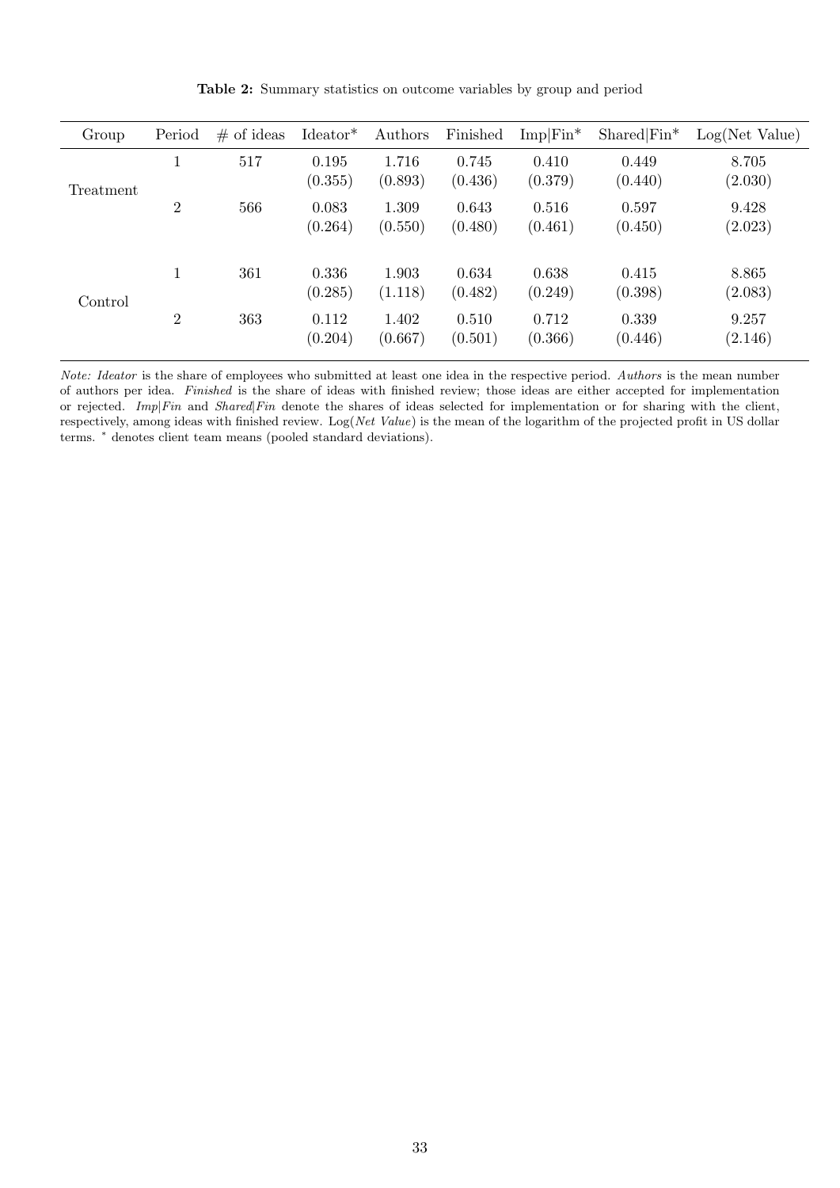**Table 2:** Summary statistics on outcome variables by group and period

| Group | Period | # of ideas | Ideator* | Authors | Finished | Imp\|Fin* | Shared\|Fin* | Log(Net Value) |
|---|---|---|---|---|---|---|---|---|
| Treatment | 1 | 517 | 0.195 | 1.716 | 0.745 | 0.410 | 0.449 | 8.705 |
| | | | (0.355) | (0.893) | (0.436) | (0.379) | (0.440) | (2.030) |
| | 2 | 566 | 0.083 | 1.309 | 0.643 | 0.516 | 0.597 | 9.428 |
| | | | (0.264) | (0.550) | (0.480) | (0.461) | (0.450) | (2.023) |
| Control | 1 | 361 | 0.336 | 1.903 | 0.634 | 0.638 | 0.415 | 8.865 |
| | | | (0.285) | (1.118) | (0.482) | (0.249) | (0.398) | (2.083) |
| | 2 | 363 | 0.112 | 1.402 | 0.510 | 0.712 | 0.339 | 9.257 |
| | | | (0.204) | (0.667) | (0.501) | (0.366) | (0.446) | (2.146) |

*Note: Ideator* is the share of employees who submitted at least one idea in the respective period. *Authors* is the mean number of authors per idea. *Finished* is the share of ideas with finished review; those ideas are either accepted for implementation or rejected. *Imp|Fin* and *Shared|Fin* denote the shares of ideas selected for implementation or for sharing with the client, respectively, among ideas with finished review. Log(*Net Value*) is the mean of the logarithm of the projected profit in US dollar terms. * denotes client team means (pooled standard deviations).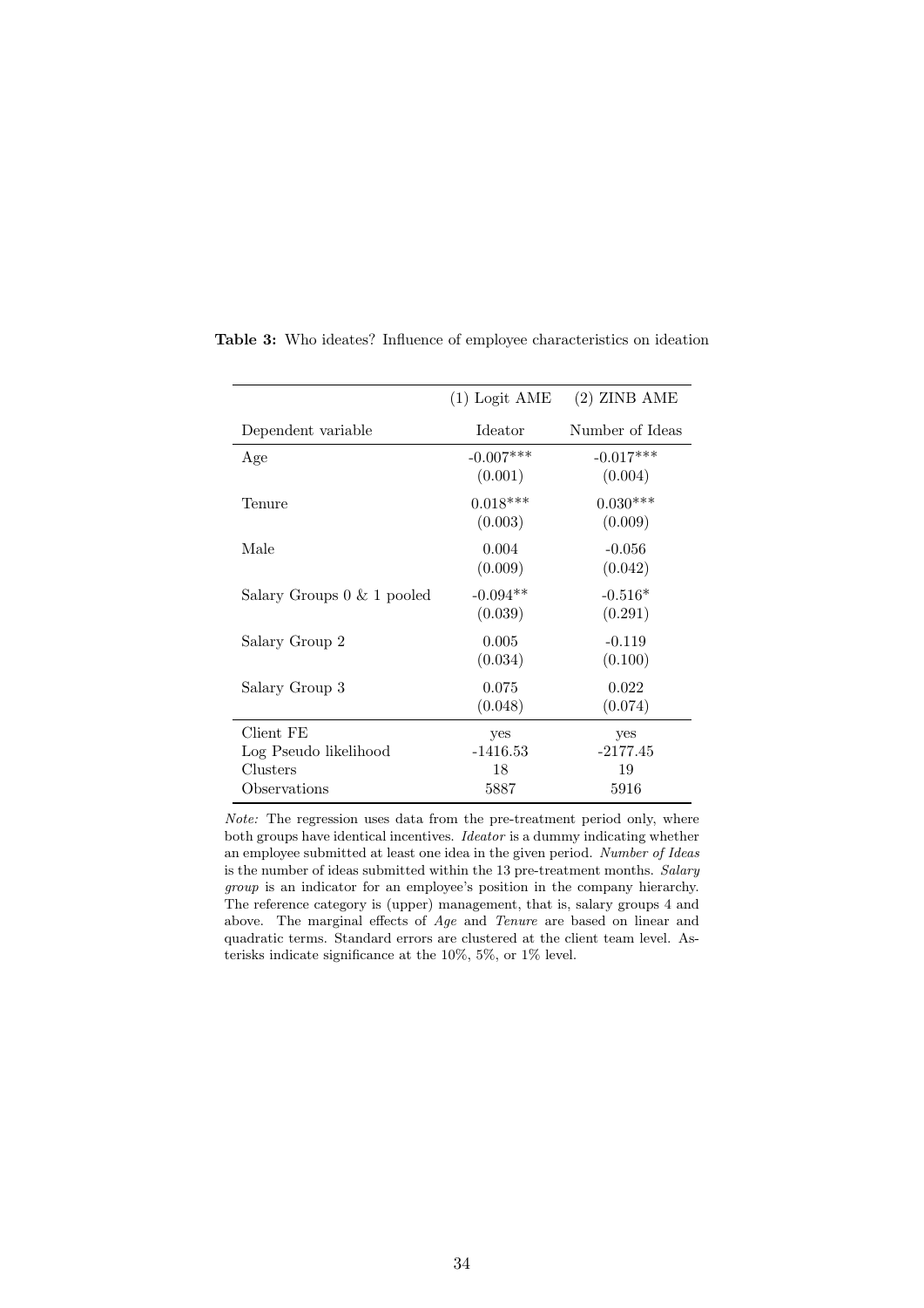**Table 3:** Who ideates? Influence of employee characteristics on ideation

| | (1) Logit AME | (2) ZINB AME |
|---|---|---|
| Dependent variable | Ideator | Number of Ideas |
| Age | -0.007*** | -0.017*** |
| | (0.001) | (0.004) |
| Tenure | 0.018*** | 0.030*** |
| | (0.003) | (0.009) |
| Male | 0.004 | -0.056 |
| | (0.009) | (0.042) |
| Salary Groups 0 & 1 pooled | -0.094** | -0.516* |
| | (0.039) | (0.291) |
| Salary Group 2 | 0.005 | -0.119 |
| | (0.034) | (0.100) |
| Salary Group 3 | 0.075 | 0.022 |
| | (0.048) | (0.074) |
| Client FE | yes | yes |
| Log Pseudo likelihood | -1416.53 | -2177.45 |
| Clusters | 18 | 19 |
| Observations | 5887 | 5916 |

*Note:* The regression uses data from the pre-treatment period only, where both groups have identical incentives. *Ideator* is a dummy indicating whether an employee submitted at least one idea in the given period. *Number of Ideas* is the number of ideas submitted within the 13 pre-treatment months. *Salary group* is an indicator for an employee's position in the company hierarchy. The reference category is (upper) management, that is, salary groups 4 and above. The marginal effects of *Age* and *Tenure* are based on linear and quadratic terms. Standard errors are clustered at the client team level. Asterisks indicate significance at the 10%, 5%, or 1% level.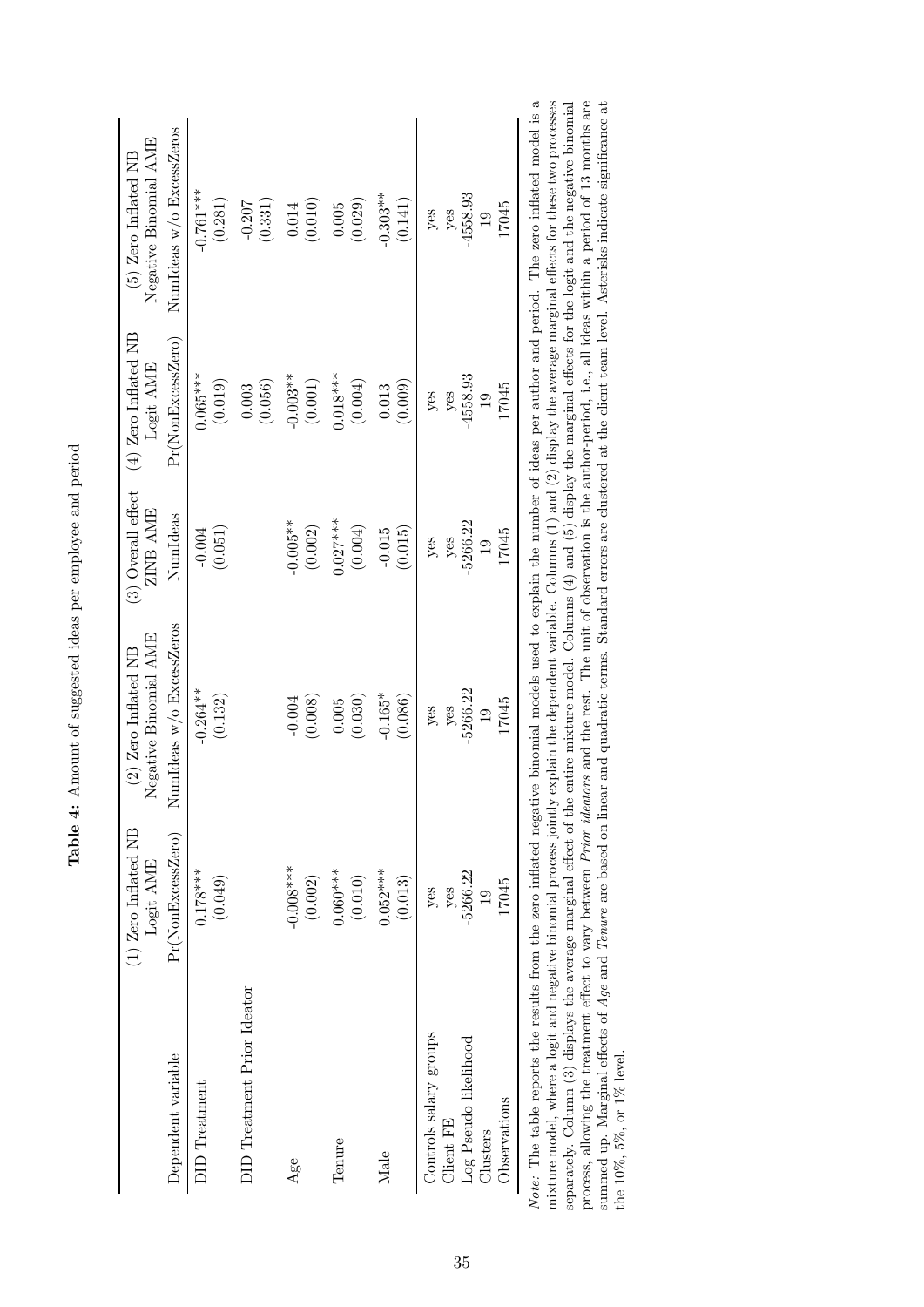**Table 4:** Amount of suggested ideas per employee and period

| | (1) Zero Inflated NB Logit AME | (2) Zero Inflated NB Negative Binomial AME | (3) Overall effect ZINB AME | (4) Zero Inflated NB Logit AME | (5) Zero Inflated NB Negative Binomial AME |
|---|---|---|---|---|---|
| Dependent variable | Pr(NonExcessZero) | NumIdeas w/o ExcessZeros | NumIdeas | Pr(NonExcessZero) | NumIdeas w/o ExcessZeros |
| DID Treatment | 0.178*** | -0.264** | -0.004 | 0.065*** | -0.761*** |
| | (0.049) | (0.132) | (0.051) | (0.019) | (0.281) |
| DID Treatment Prior Ideator | | | | 0.003 | -0.207 |
| | | | | (0.056) | (0.331) |
| Age | -0.008*** | -0.004 | -0.005** | -0.003** | 0.014 |
| | (0.002) | (0.008) | (0.002) | (0.001) | (0.010) |
| Tenure | 0.060*** | 0.005 | 0.027*** | 0.018*** | 0.005 |
| | (0.010) | (0.030) | (0.004) | (0.004) | (0.029) |
| Male | 0.052*** | -0.165* | -0.015 | 0.013 | -0.303** |
| | (0.013) | (0.086) | (0.015) | (0.009) | (0.141) |
| Controls salary groups | yes | yes | yes | yes | yes |
| Client FE | yes | yes | yes | yes | yes |
| Log Pseudo likelihood | -5266.22 | -5266.22 | -5266.22 | -4558.93 | -4558.93 |
| Clusters | 19 | 19 | 19 | 19 | 19 |
| Observations | 17045 | 17045 | 17045 | 17045 | 17045 |

*Note:* The table reports the results from the zero inflated negative binomial models used to explain the number of ideas per author and period. The zero inflated model is a mixture model, where a logit and negative binomial process jointly explain the dependent variable. Columns (1) and (2) display the average marginal effects for these two processes separately. Column (3) displays the average marginal effect of the entire mixture model. Columns (4) and (5) display the marginal effects for the logit and the negative binomial process, allowing the treatment effect to vary between *Prior ideators* and the rest. The unit of observation is the author-period, i.e., all ideas within a period of 13 months are summed up. Marginal effects of *Age* and *Tenure* are based on linear and quadratic terms. Standard errors are clustered at the client team level. Asterisks indicate significance at the 10%, 5%, or 1% level.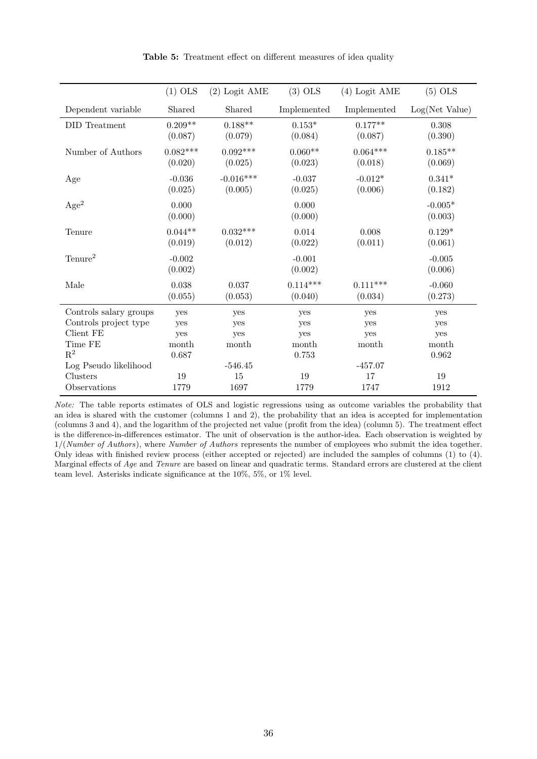**Table 5:** Treatment effect on different measures of idea quality

| | (1) OLS | (2) Logit AME | (3) OLS | (4) Logit AME | (5) OLS |
|---|---|---|---|---|---|
| Dependent variable | Shared | Shared | Implemented | Implemented | Log(Net Value) |
| DID Treatment | 0.209** | 0.188** | 0.153* | 0.177** | 0.308 |
| | (0.087) | (0.079) | (0.084) | (0.087) | (0.390) |
| Number of Authors | 0.082*** | 0.092*** | 0.060** | 0.064*** | 0.185** |
| | (0.020) | (0.025) | (0.023) | (0.018) | (0.069) |
| Age | -0.036 | -0.016*** | -0.037 | -0.012* | 0.341* |
| | (0.025) | (0.005) | (0.025) | (0.006) | (0.182) |
| Age$^2$ | 0.000 | | 0.000 | | -0.005* |
| | (0.000) | | (0.000) | | (0.003) |
| Tenure | 0.044** | 0.032*** | 0.014 | 0.008 | 0.129* |
| | (0.019) | (0.012) | (0.022) | (0.011) | (0.061) |
| Tenure$^2$ | -0.002 | | -0.001 | | -0.005 |
| | (0.002) | | (0.002) | | (0.006) |
| Male | 0.038 | 0.037 | 0.114*** | 0.111*** | -0.060 |
| | (0.055) | (0.053) | (0.040) | (0.034) | (0.273) |
| Controls salary groups | yes | yes | yes | yes | yes |
| Controls project type | yes | yes | yes | yes | yes |
| Client FE | yes | yes | yes | yes | yes |
| Time FE | month | month | month | month | month |
| $R^2$ | 0.687 | | 0.753 | | 0.962 |
| Log Pseudo likelihood | | -546.45 | | -457.07 | |
| Clusters | 19 | 15 | 19 | 17 | 19 |
| Observations | 1779 | 1697 | 1779 | 1747 | 1912 |

*Note:* The table reports estimates of OLS and logistic regressions using as outcome variables the probability that an idea is shared with the customer (columns 1 and 2), the probability that an idea is accepted for implementation (columns 3 and 4), and the logarithm of the projected net value (profit from the idea) (column 5). The treatment effect is the difference-in-differences estimator. The unit of observation is the author-idea. Each observation is weighted by 1/(*Number of Authors*), where *Number of Authors* represents the number of employees who submit the idea together. Only ideas with finished review process (either accepted or rejected) are included the samples of columns (1) to (4). Marginal effects of *Age* and *Tenure* are based on linear and quadratic terms. Standard errors are clustered at the client team level. Asterisks indicate significance at the 10%, 5%, or 1% level.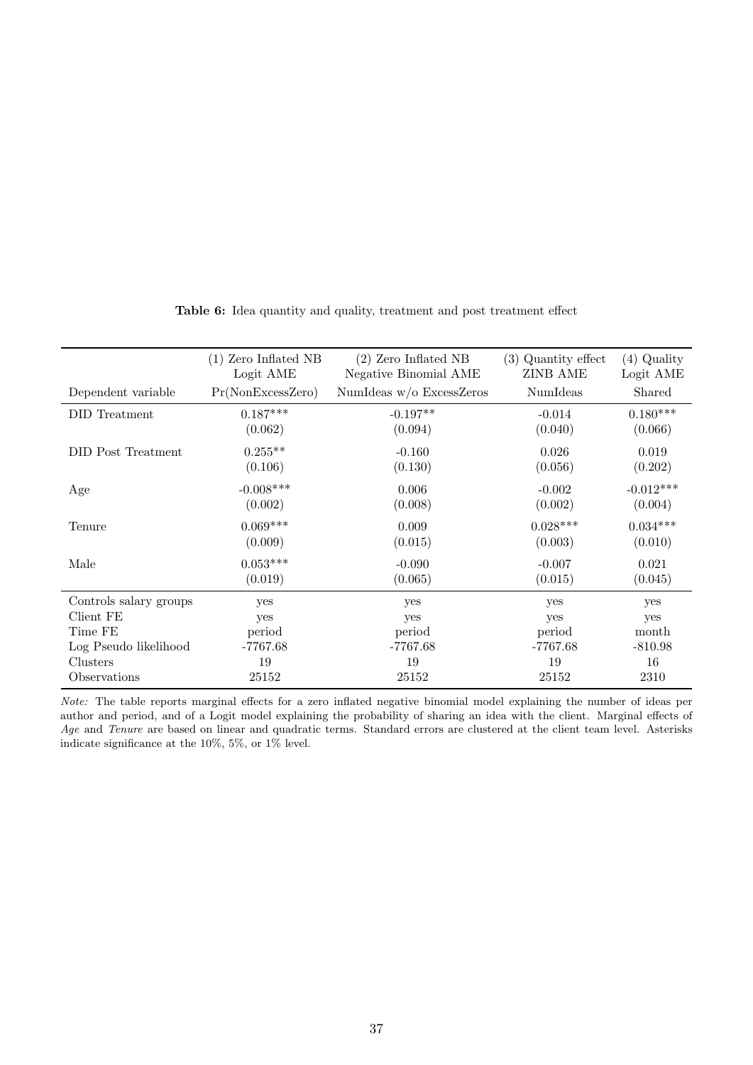**Table 6:** Idea quantity and quality, treatment and post treatment effect

| | (1) Zero Inflated NB Logit AME | (2) Zero Inflated NB Negative Binomial AME | (3) Quantity effect ZINB AME | (4) Quality Logit AME |
|---|---|---|---|---|
| Dependent variable | Pr(NonExcessZero) | NumIdeas w/o ExcessZeros | NumIdeas | Shared |
| DID Treatment | 0.187*** | -0.197** | -0.014 | 0.180*** |
| | (0.062) | (0.094) | (0.040) | (0.066) |
| DID Post Treatment | 0.255** | -0.160 | 0.026 | 0.019 |
| | (0.106) | (0.130) | (0.056) | (0.202) |
| Age | -0.008*** | 0.006 | -0.002 | -0.012*** |
| | (0.002) | (0.008) | (0.002) | (0.004) |
| Tenure | 0.069*** | 0.009 | 0.028*** | 0.034*** |
| | (0.009) | (0.015) | (0.003) | (0.010) |
| Male | 0.053*** | -0.090 | -0.007 | 0.021 |
| | (0.019) | (0.065) | (0.015) | (0.045) |
| Controls salary groups | yes | yes | yes | yes |
| Client FE | yes | yes | yes | yes |
| Time FE | period | period | period | month |
| Log Pseudo likelihood | -7767.68 | -7767.68 | -7767.68 | -810.98 |
| Clusters | 19 | 19 | 19 | 16 |
| Observations | 25152 | 25152 | 25152 | 2310 |

*Note:* The table reports marginal effects for a zero inflated negative binomial model explaining the number of ideas per author and period, and of a Logit model explaining the probability of sharing an idea with the client. Marginal effects of *Age* and *Tenure* are based on linear and quadratic terms. Standard errors are clustered at the client team level. Asterisks indicate significance at the 10%, 5%, or 1% level.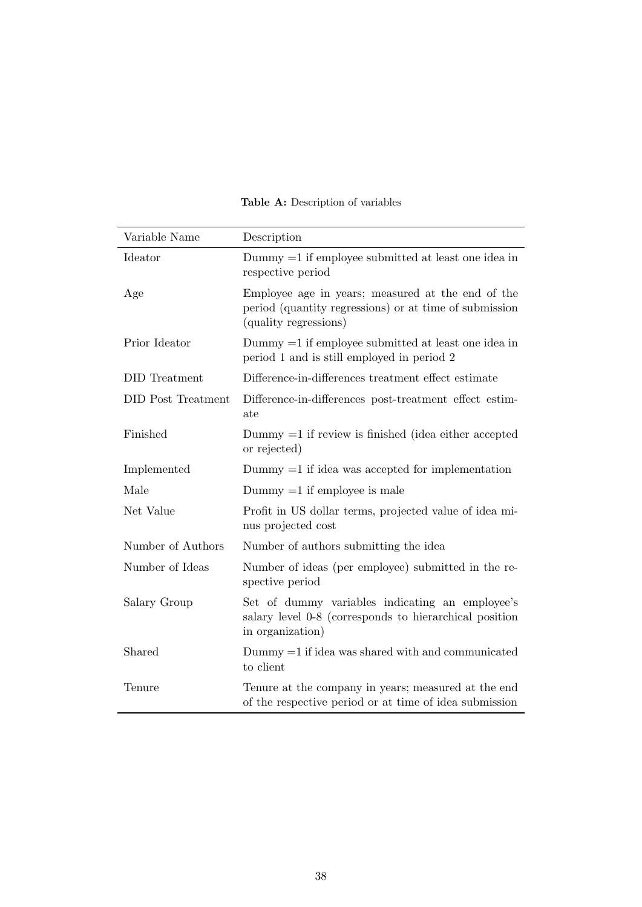**Table A:** Description of variables

| Variable Name | Description |
|---|---|
| Ideator | Dummy =1 if employee submitted at least one idea in respective period |
| Age | Employee age in years; measured at the end of the period (quantity regressions) or at time of submission (quality regressions) |
| Prior Ideator | Dummy =1 if employee submitted at least one idea in period 1 and is still employed in period 2 |
| DID Treatment | Difference-in-differences treatment effect estimate |
| DID Post Treatment | Difference-in-differences post-treatment effect estimate |
| Finished | Dummy =1 if review is finished (idea either accepted or rejected) |
| Implemented | Dummy =1 if idea was accepted for implementation |
| Male | Dummy =1 if employee is male |
| Net Value | Profit in US dollar terms, projected value of idea minus projected cost |
| Number of Authors | Number of authors submitting the idea |
| Number of Ideas | Number of ideas (per employee) submitted in the respective period |
| Salary Group | Set of dummy variables indicating an employee's salary level 0-8 (corresponds to hierarchical position in organization) |
| Shared | Dummy =1 if idea was shared with and communicated to client |
| Tenure | Tenure at the company in years; measured at the end of the respective period or at time of idea submission |